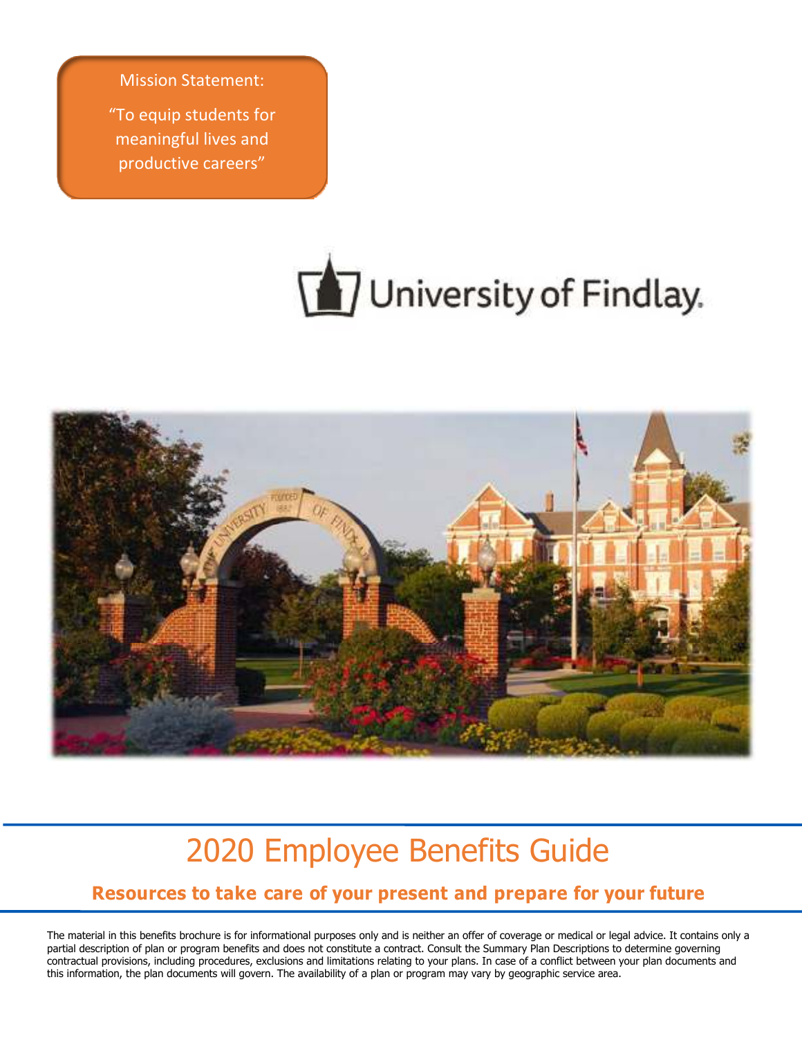Mission Statement:

"To equip students for meaningful lives and productive careers"

University of Findlay.

# 2020 Employee Benefits Guide

## Resources to take care of your present and prepare for your future

The material in this benefits brochure is for informational purposes only and is neither an offer of coverage or medical or legal advice. It contains only a partial description of plan or program benefits and does not constitute a contract. Consult the Summary Plan Descriptions to determine governing contractual provisions, including procedures, exclusions and limitations relating to your plans. In case of a conflict between your plan documents and this information, the plan documents will govern. The availability of a plan or program may vary by geographic service area.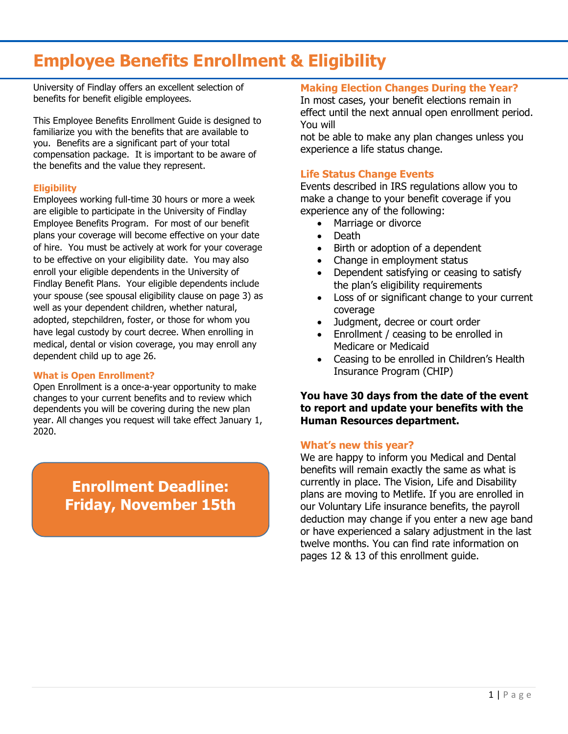# Employee Benefits Enrollment & Eligibility

University of Findlay offers an excellent selection of benefits for benefit eligible employees.

This Employee Benefits Enrollment Guide is designed to familiarize you with the benefits that are available to you. Benefits are a significant part of your total compensation package. It is important to be aware of the benefits and the value they represent.

### Eligibility

Employees working full-time 30 hours or more a week are eligible to participate in the University of Findlay Employee Benefits Program. For most of our benefit plans your coverage will become effective on your date of hire. You must be actively at work for your coverage to be effective on your eligibility date. You may also enroll your eligible dependents in the University of Findlay Benefit Plans. Your eligible dependents include your spouse (see spousal eligibility clause on page 3) as well as your dependent children, whether natural, adopted, stepchildren, foster, or those for whom you have legal custody by court decree. When enrolling in medical, dental or vision coverage, you may enroll any dependent child up to age 26.

### What is Open Enrollment?

Open Enrollment is a once-a-year opportunity to make changes to your current benefits and to review which dependents you will be covering during the new plan year. All changes you request will take effect January 1, 2020.

**Enrollment Deadline: Friday, November 15th**

### Making Election Changes During the Year?

In most cases, your benefit elections remain in effect until the next annual open enrollment period. You will not be able to make any plan changes unless you experience a life status change.

### Life Status Change Events

Events described in IRS regulations allow you to make a change to your benefit coverage if you experience any of the following:

- Marriage or divorce
- Death
- Birth or adoption of a dependent
- Change in employment status
- Dependent satisfying or ceasing to satisfy the plan's eligibility requirements
- Loss of or significant change to your current coverage
- Judgment, decree or court order
- Enrollment / ceasing to be enrolled in Medicare or Medicaid
- Ceasing to be enrolled in Children's Health Insurance Program (CHIP)

**You have 30 days from the date of the event to report and update your benefits with the Human Resources department.**

### What's new this year?

We are happy to inform you Medical and Dental benefits will remain exactly the same as what is currently in place. The Vision, Life and Disability plans are moving to Metlife. If you are enrolled in our Voluntary Life insurance benefits, the payroll deduction may change if you enter a new age band or have experienced a salary adjustment in the last twelve months. You can find rate information on pages 12 & 13 of this enrollment guide.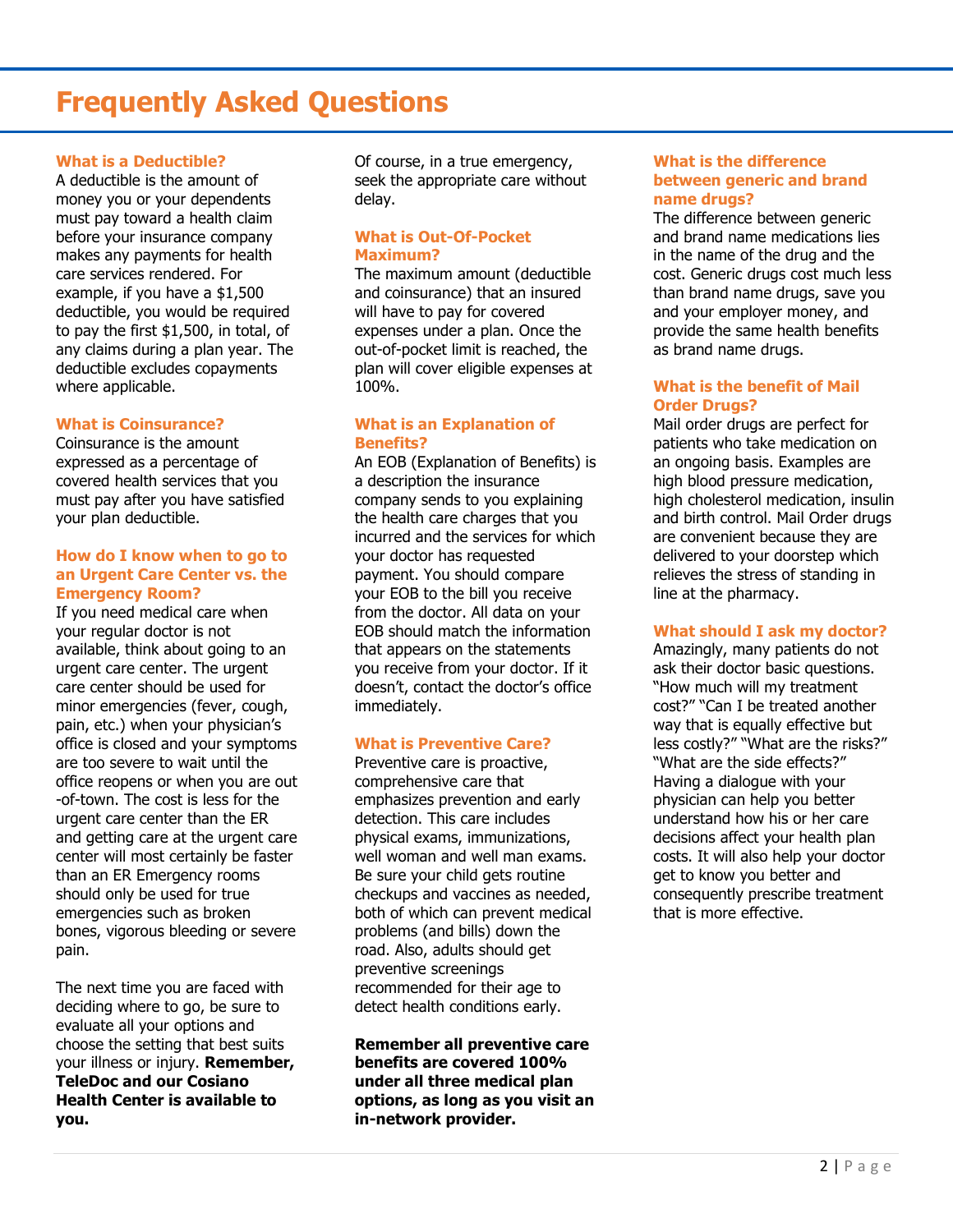# Frequently Asked Questions

### What is a Deductible?

A deductible is the amount of money you or your dependents must pay toward a health claim before your insurance company makes any payments for health care services rendered. For example, if you have a $1,500 deductible, you would be required to pay the first $1,500, in total, of any claims during a plan year. The deductible excludes copayments where applicable.

### What is Coinsurance?

Coinsurance is the amount expressed as a percentage of covered health services that you must pay after you have satisfied your plan deductible.

### How do I know when to go to an Urgent Care Center vs. the Emergency Room?

If you need medical care when your regular doctor is not available, think about going to an urgent care center. The urgent care center should be used for minor emergencies (fever, cough, pain, etc.) when your physician's office is closed and your symptoms are too severe to wait until the office reopens or when you are out -of-town. The cost is less for the urgent care center than the ER and getting care at the urgent care center will most certainly be faster than an ER Emergency rooms should only be used for true emergencies such as broken bones, vigorous bleeding or severe pain.

The next time you are faced with deciding where to go, be sure to evaluate all your options and choose the setting that best suits your illness or injury. **Remember, TeleDoc and our Cosiano Health Center is available to you.**

Of course, in a true emergency, seek the appropriate care without delay.

### What is Out-Of-Pocket Maximum?

The maximum amount (deductible and coinsurance) that an insured will have to pay for covered expenses under a plan. Once the out-of-pocket limit is reached, the plan will cover eligible expenses at 100%.

### What is an Explanation of Benefits?

An EOB (Explanation of Benefits) is a description the insurance company sends to you explaining the health care charges that you incurred and the services for which your doctor has requested payment. You should compare your EOB to the bill you receive from the doctor. All data on your EOB should match the information that appears on the statements you receive from your doctor. If it doesn't, contact the doctor's office immediately.

### What is Preventive Care?

Preventive care is proactive, comprehensive care that emphasizes prevention and early detection. This care includes physical exams, immunizations, well woman and well man exams. Be sure your child gets routine checkups and vaccines as needed, both of which can prevent medical problems (and bills) down the road. Also, adults should get preventive screenings recommended for their age to detect health conditions early.

**Remember all preventive care benefits are covered 100% under all three medical plan options, as long as you visit an in-network provider.**

### What is the difference between generic and brand name drugs?

The difference between generic and brand name medications lies in the name of the drug and the cost. Generic drugs cost much less than brand name drugs, save you and your employer money, and provide the same health benefits as brand name drugs.

### What is the benefit of Mail Order Drugs?

Mail order drugs are perfect for patients who take medication on an ongoing basis. Examples are high blood pressure medication, high cholesterol medication, insulin and birth control. Mail Order drugs are convenient because they are delivered to your doorstep which relieves the stress of standing in line at the pharmacy.

### What should I ask my doctor?

Amazingly, many patients do not ask their doctor basic questions. "How much will my treatment cost?" "Can I be treated another way that is equally effective but less costly?" "What are the risks?" "What are the side effects?" Having a dialogue with your physician can help you better understand how his or her care decisions affect your health plan costs. It will also help your doctor get to know you better and consequently prescribe treatment that is more effective.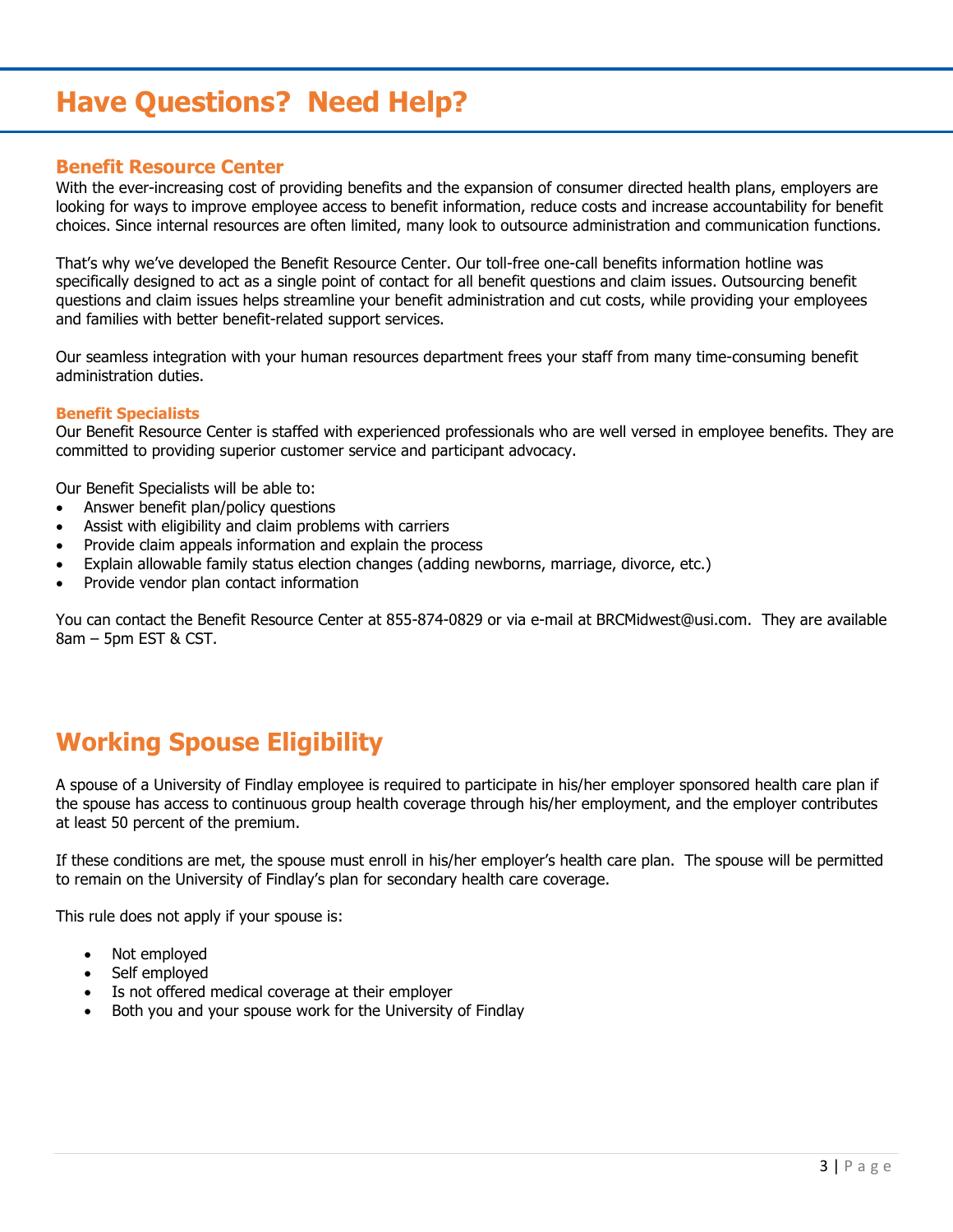# Have Questions?  Need Help?

## Benefit Resource Center

With the ever-increasing cost of providing benefits and the expansion of consumer directed health plans, employers are looking for ways to improve employee access to benefit information, reduce costs and increase accountability for benefit choices. Since internal resources are often limited, many look to outsource administration and communication functions.

That's why we've developed the Benefit Resource Center. Our toll-free one-call benefits information hotline was specifically designed to act as a single point of contact for all benefit questions and claim issues. Outsourcing benefit questions and claim issues helps streamline your benefit administration and cut costs, while providing your employees and families with better benefit-related support services.

Our seamless integration with your human resources department frees your staff from many time-consuming benefit administration duties.

### Benefit Specialists

Our Benefit Resource Center is staffed with experienced professionals who are well versed in employee benefits. They are committed to providing superior customer service and participant advocacy.

Our Benefit Specialists will be able to:

- Answer benefit plan/policy questions
- Assist with eligibility and claim problems with carriers
- Provide claim appeals information and explain the process
- Explain allowable family status election changes (adding newborns, marriage, divorce, etc.)
- Provide vendor plan contact information

You can contact the Benefit Resource Center at 855-874-0829 or via e-mail at BRCMidwest@usi.com.  They are available 8am – 5pm EST & CST.

# Working Spouse Eligibility

A spouse of a University of Findlay employee is required to participate in his/her employer sponsored health care plan if the spouse has access to continuous group health coverage through his/her employment, and the employer contributes at least 50 percent of the premium.

If these conditions are met, the spouse must enroll in his/her employer's health care plan.  The spouse will be permitted to remain on the University of Findlay's plan for secondary health care coverage.

This rule does not apply if your spouse is:

- Not employed
- Self employed
- Is not offered medical coverage at their employer
- Both you and your spouse work for the University of Findlay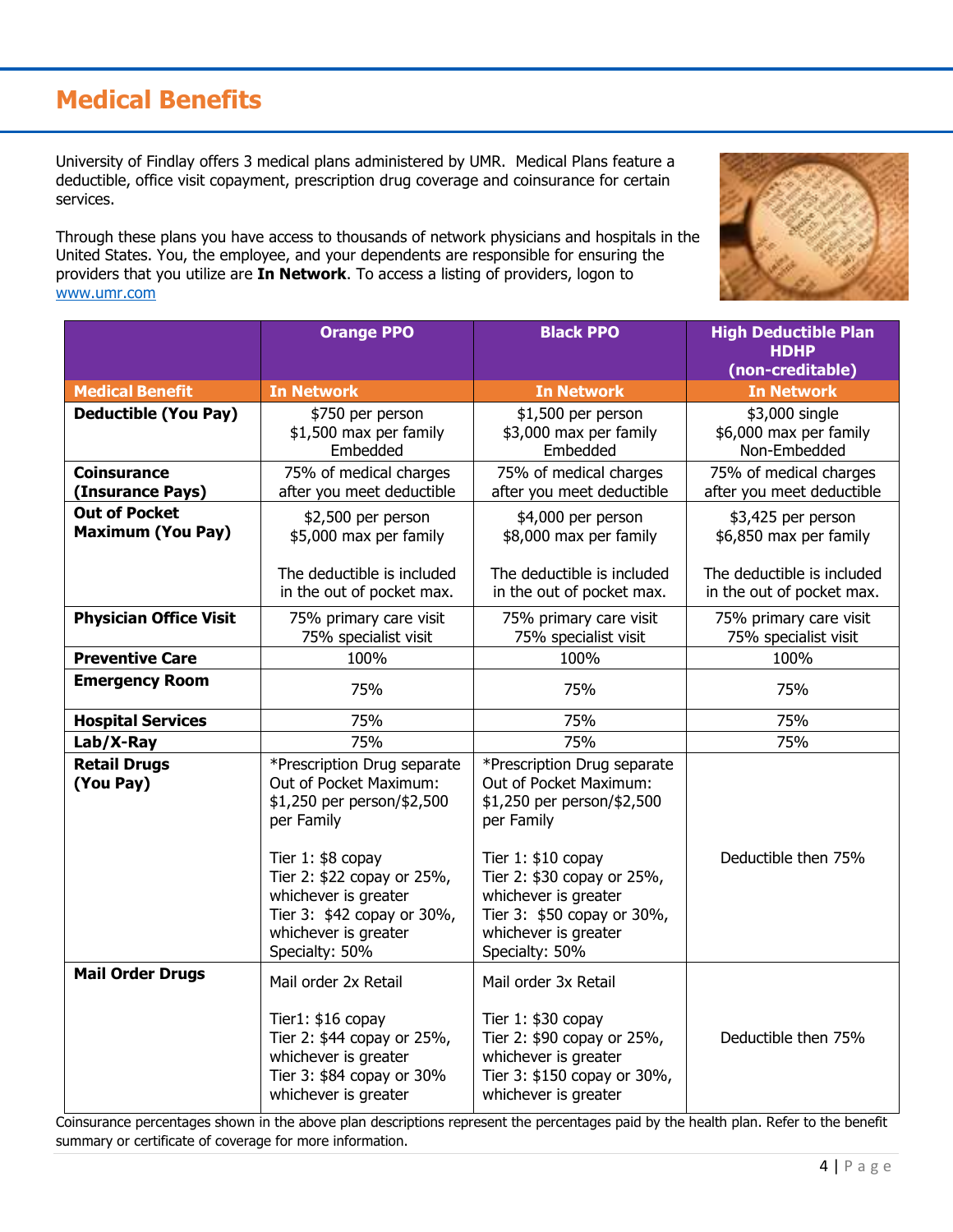# Medical Benefits

University of Findlay offers 3 medical plans administered by UMR. Medical Plans feature a deductible, office visit copayment, prescription drug coverage and coinsurance for certain services.

Through these plans you have access to thousands of network physicians and hospitals in the United States. You, the employee, and your dependents are responsible for ensuring the providers that you utilize are **In Network**. To access a listing of providers, logon to www.umr.com

| | **Orange PPO** | **Black PPO** | **High Deductible Plan HDHP (non-creditable)** |
|---|---|---|---|
| **Medical Benefit** | **In Network** | **In Network** | **In Network** |
| **Deductible (You Pay)** | $750 per person<br>$1,500 max per family<br>Embedded | $1,500 per person<br>$3,000 max per family<br>Embedded | $3,000 single<br>$6,000 max per family<br>Non-Embedded |
| **Coinsurance (Insurance Pays)** | 75% of medical charges after you meet deductible | 75% of medical charges after you meet deductible | 75% of medical charges after you meet deductible |
| **Out of Pocket Maximum (You Pay)** | $2,500 per person<br>$5,000 max per family<br><br>The deductible is included in the out of pocket max. | $4,000 per person<br>$8,000 max per family<br><br>The deductible is included in the out of pocket max. | $3,425 per person<br>$6,850 max per family<br><br>The deductible is included in the out of pocket max. |
| **Physician Office Visit** | 75% primary care visit<br>75% specialist visit | 75% primary care visit<br>75% specialist visit | 75% primary care visit<br>75% specialist visit |
| **Preventive Care** | 100% | 100% | 100% |
| **Emergency Room** | 75% | 75% | 75% |
| **Hospital Services** | 75% | 75% | 75% |
| **Lab/X-Ray** | 75% | 75% | 75% |
| **Retail Drugs (You Pay)** | *Prescription Drug separate Out of Pocket Maximum: $1,250 per person/$2,500 per Family<br><br>Tier 1: $8 copay<br>Tier 2: $22 copay or 25%, whichever is greater<br>Tier 3: $42 copay or 30%, whichever is greater<br>Specialty: 50% | *Prescription Drug separate Out of Pocket Maximum: $1,250 per person/$2,500 per Family<br><br>Tier 1: $10 copay<br>Tier 2: $30 copay or 25%, whichever is greater<br>Tier 3: $50 copay or 30%, whichever is greater<br>Specialty: 50% | Deductible then 75% |
| **Mail Order Drugs** | Mail order 2x Retail<br><br>Tier1: $16 copay<br>Tier 2: $44 copay or 25%, whichever is greater<br>Tier 3: $84 copay or 30% whichever is greater | Mail order 3x Retail<br><br>Tier 1: $30 copay<br>Tier 2: $90 copay or 25%, whichever is greater<br>Tier 3: $150 copay or 30%, whichever is greater | Deductible then 75% |

Coinsurance percentages shown in the above plan descriptions represent the percentages paid by the health plan. Refer to the benefit summary or certificate of coverage for more information.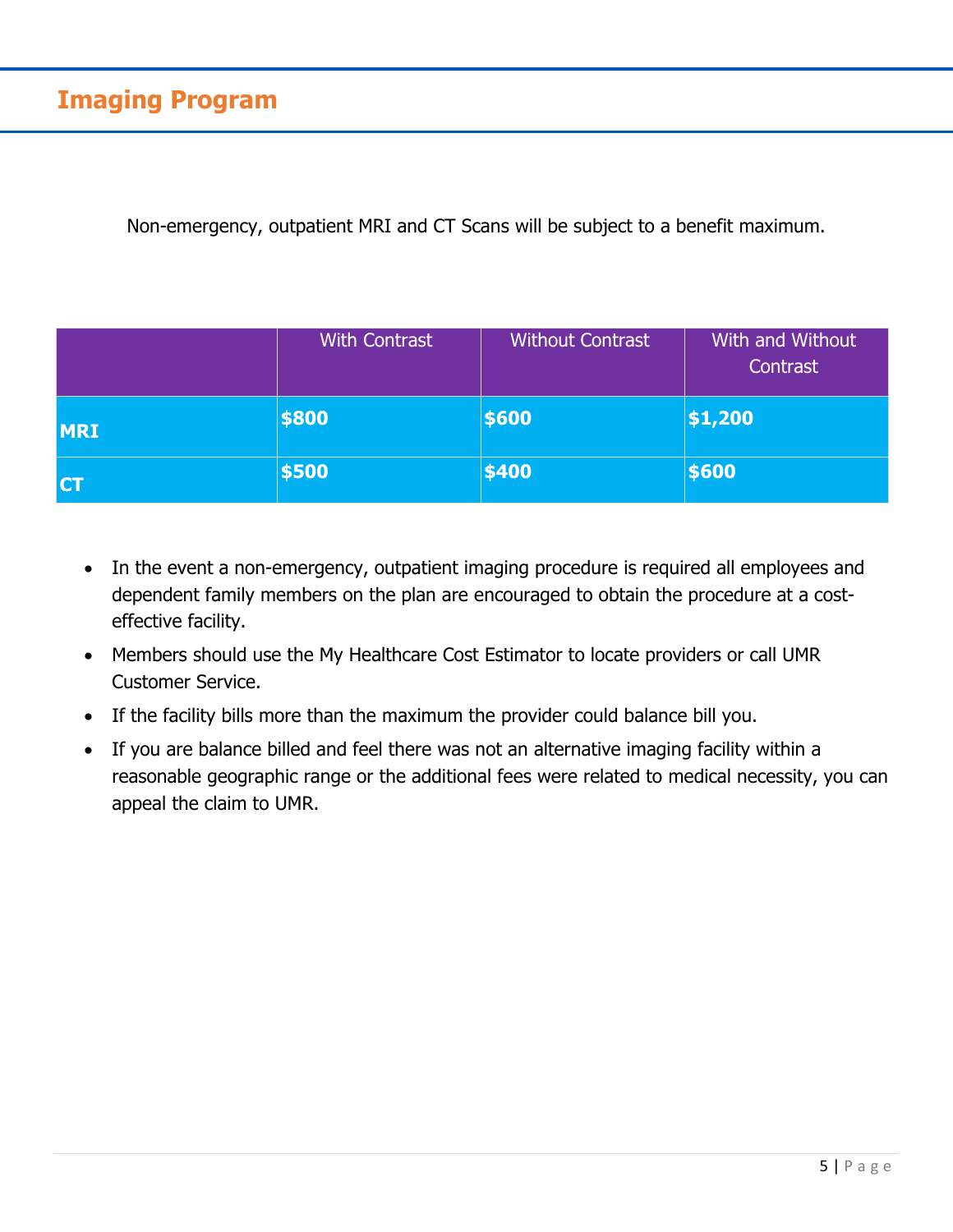# Imaging Program

Non-emergency, outpatient MRI and CT Scans will be subject to a benefit maximum.

| | With Contrast | Without Contrast | With and Without Contrast |
|---|---|---|---|
| **MRI** | **$800** | **$600** | **$1,200** |
| **CT** | **$500** | **$400** | **$600** |

- In the event a non-emergency, outpatient imaging procedure is required all employees and dependent family members on the plan are encouraged to obtain the procedure at a cost-effective facility.
- Members should use the My Healthcare Cost Estimator to locate providers or call UMR Customer Service.
- If the facility bills more than the maximum the provider could balance bill you.
- If you are balance billed and feel there was not an alternative imaging facility within a reasonable geographic range or the additional fees were related to medical necessity, you can appeal the claim to UMR.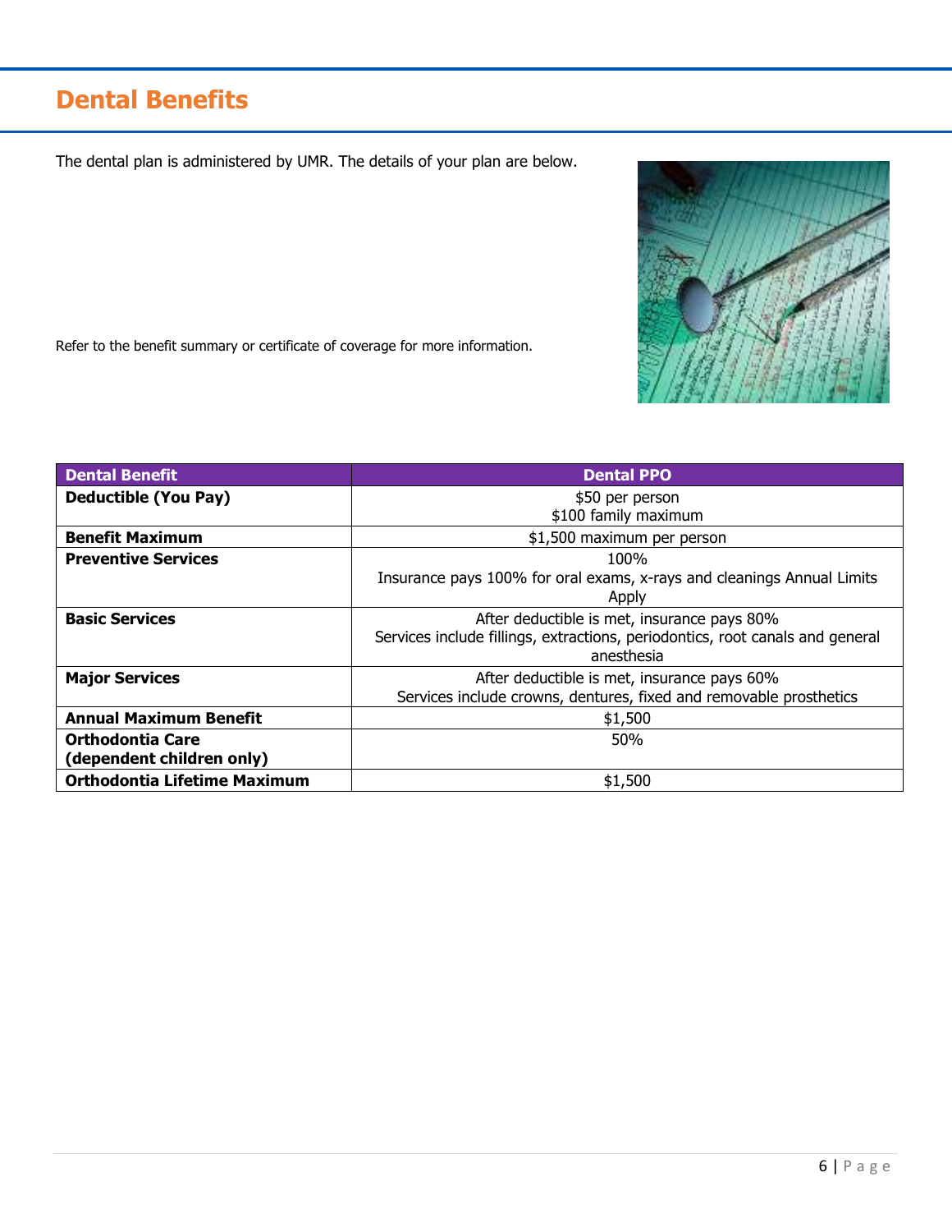# Dental Benefits

The dental plan is administered by UMR. The details of your plan are below.

Refer to the benefit summary or certificate of coverage for more information.

| Dental Benefit | Dental PPO |
|---|---|
| **Deductible (You Pay)** | $50 per person<br>$100 family maximum |
| **Benefit Maximum** | $1,500 maximum per person |
| **Preventive Services** | 100%<br>Insurance pays 100% for oral exams, x-rays and cleanings Annual Limits Apply |
| **Basic Services** | After deductible is met, insurance pays 80%<br>Services include fillings, extractions, periodontics, root canals and general anesthesia |
| **Major Services** | After deductible is met, insurance pays 60%<br>Services include crowns, dentures, fixed and removable prosthetics |
| **Annual Maximum Benefit** | $1,500 |
| **Orthodontia Care (dependent children only)** | 50% |
| **Orthodontia Lifetime Maximum** | $1,500 |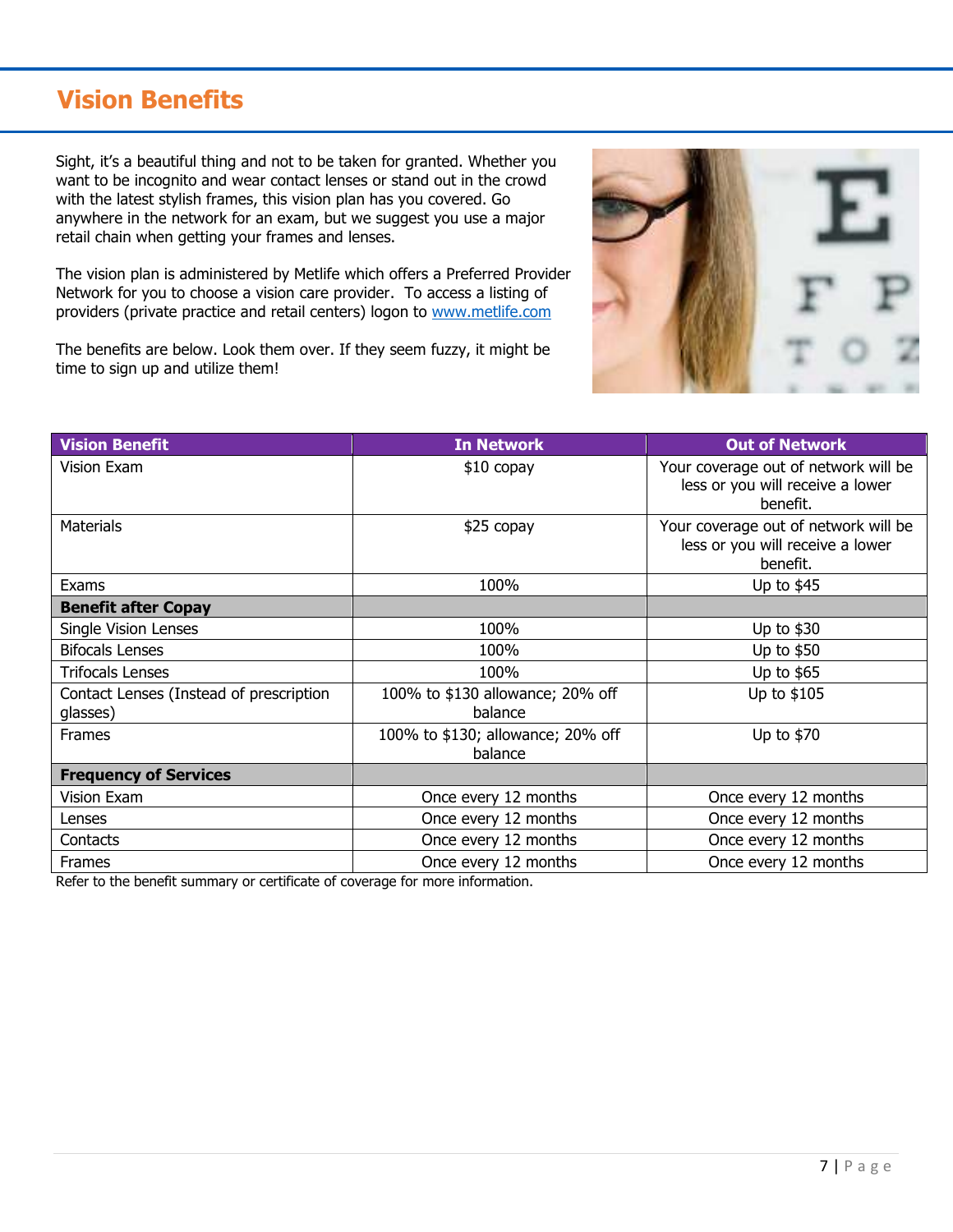# Vision Benefits

Sight, it's a beautiful thing and not to be taken for granted. Whether you want to be incognito and wear contact lenses or stand out in the crowd with the latest stylish frames, this vision plan has you covered. Go anywhere in the network for an exam, but we suggest you use a major retail chain when getting your frames and lenses.

The vision plan is administered by Metlife which offers a Preferred Provider Network for you to choose a vision care provider. To access a listing of providers (private practice and retail centers) logon to www.metlife.com

The benefits are below. Look them over. If they seem fuzzy, it might be time to sign up and utilize them!

| Vision Benefit | In Network | Out of Network |
|---|---|---|
| Vision Exam | $10 copay | Your coverage out of network will be less or you will receive a lower benefit. |
| Materials | $25 copay | Your coverage out of network will be less or you will receive a lower benefit. |
| Exams | 100% | Up to $45 |
| **Benefit after Copay** | | |
| Single Vision Lenses | 100% | Up to $30 |
| Bifocals Lenses | 100% | Up to $50 |
| Trifocals Lenses | 100% | Up to $65 |
| Contact Lenses (Instead of prescription glasses) | 100% to $130 allowance; 20% off balance | Up to $105 |
| Frames | 100% to $130; allowance; 20% off balance | Up to $70 |
| **Frequency of Services** | | |
| Vision Exam | Once every 12 months | Once every 12 months |
| Lenses | Once every 12 months | Once every 12 months |
| Contacts | Once every 12 months | Once every 12 months |
| Frames | Once every 12 months | Once every 12 months |

Refer to the benefit summary or certificate of coverage for more information.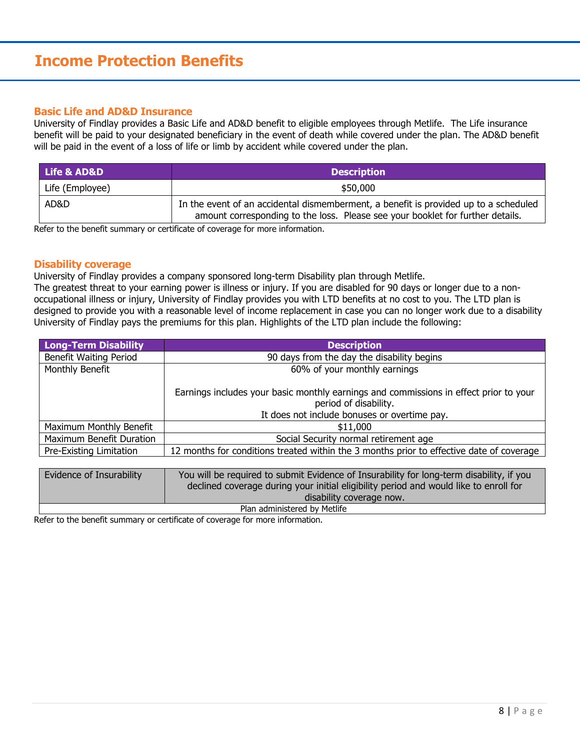# Income Protection Benefits

## Basic Life and AD&D Insurance

University of Findlay provides a Basic Life and AD&D benefit to eligible employees through Metlife. The Life insurance benefit will be paid to your designated beneficiary in the event of death while covered under the plan. The AD&D benefit will be paid in the event of a loss of life or limb by accident while covered under the plan.

| Life & AD&D | Description |
|---|---|
| Life (Employee) | $50,000 |
| AD&D | In the event of an accidental dismemberment, a benefit is provided up to a scheduled amount corresponding to the loss. Please see your booklet for further details. |

Refer to the benefit summary or certificate of coverage for more information.

## Disability coverage

University of Findlay provides a company sponsored long-term Disability plan through Metlife.
The greatest threat to your earning power is illness or injury. If you are disabled for 90 days or longer due to a non-occupational illness or injury, University of Findlay provides you with LTD benefits at no cost to you. The LTD plan is designed to provide you with a reasonable level of income replacement in case you can no longer work due to a disability University of Findlay pays the premiums for this plan. Highlights of the LTD plan include the following:

| Long-Term Disability | Description |
|---|---|
| Benefit Waiting Period | 90 days from the day the disability begins |
| Monthly Benefit | 60% of your monthly earnings<br><br>Earnings includes your basic monthly earnings and commissions in effect prior to your period of disability.<br>It does not include bonuses or overtime pay. |
| Maximum Monthly Benefit | $11,000 |
| Maximum Benefit Duration | Social Security normal retirement age |
| Pre-Existing Limitation | 12 months for conditions treated within the 3 months prior to effective date of coverage |
| Evidence of Insurability | You will be required to submit Evidence of Insurability for long-term disability, if you declined coverage during your initial eligibility period and would like to enroll for disability coverage now. |
| Plan administered by Metlife | |

Refer to the benefit summary or certificate of coverage for more information.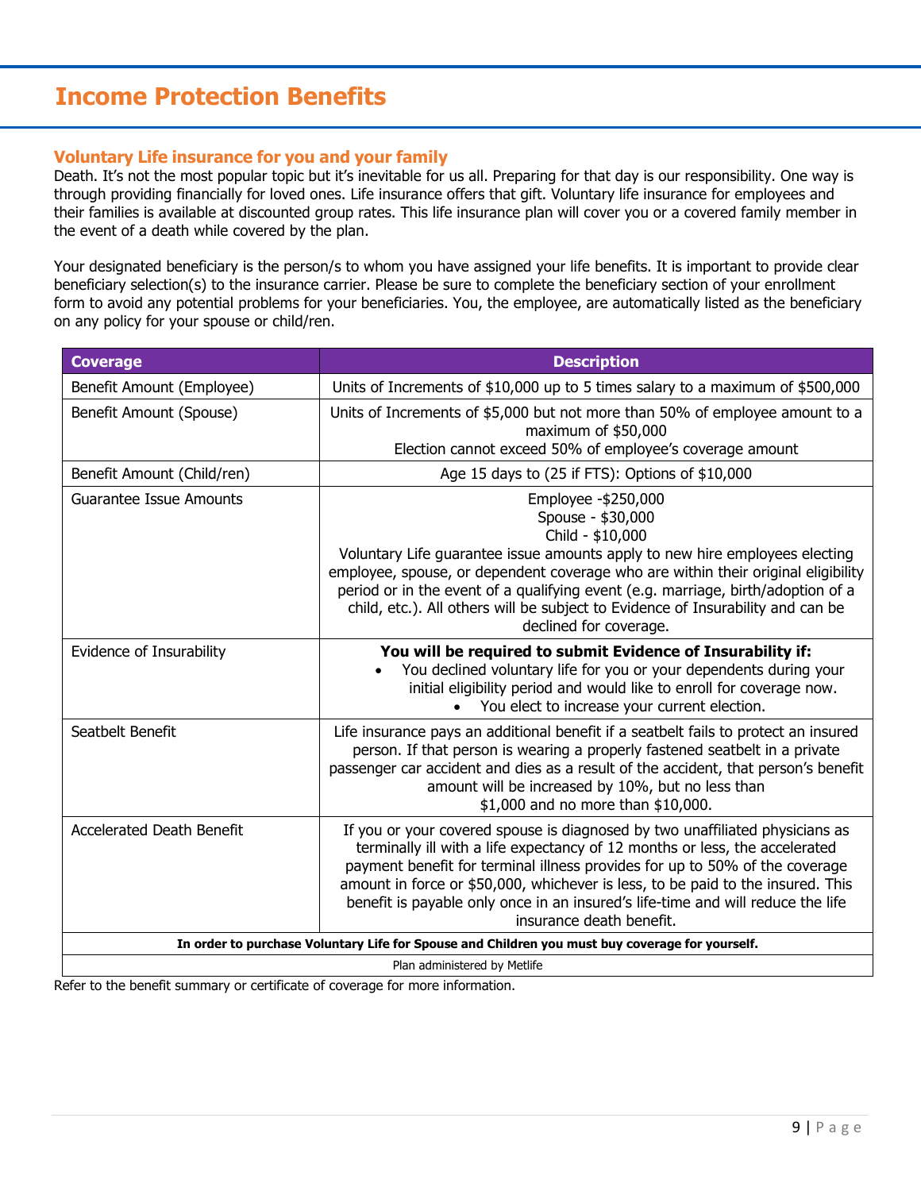# Income Protection Benefits

## Voluntary Life insurance for you and your family

Death. It's not the most popular topic but it's inevitable for us all. Preparing for that day is our responsibility. One way is through providing financially for loved ones. Life insurance offers that gift. Voluntary life insurance for employees and their families is available at discounted group rates. This life insurance plan will cover you or a covered family member in the event of a death while covered by the plan.

Your designated beneficiary is the person/s to whom you have assigned your life benefits. It is important to provide clear beneficiary selection(s) to the insurance carrier. Please be sure to complete the beneficiary section of your enrollment form to avoid any potential problems for your beneficiaries. You, the employee, are automatically listed as the beneficiary on any policy for your spouse or child/ren.

| Coverage | Description |
|---|---|
| Benefit Amount (Employee) | Units of Increments of $10,000 up to 5 times salary to a maximum of $500,000 |
| Benefit Amount (Spouse) | Units of Increments of $5,000 but not more than 50% of employee amount to a maximum of $50,000<br>Election cannot exceed 50% of employee's coverage amount |
| Benefit Amount (Child/ren) | Age 15 days to (25 if FTS): Options of $10,000 |
| Guarantee Issue Amounts | Employee -$250,000<br>Spouse - $30,000<br>Child - $10,000<br>Voluntary Life guarantee issue amounts apply to new hire employees electing employee, spouse, or dependent coverage who are within their original eligibility period or in the event of a qualifying event (e.g. marriage, birth/adoption of a child, etc.). All others will be subject to Evidence of Insurability and can be declined for coverage. |
| Evidence of Insurability | **You will be required to submit Evidence of Insurability if:**<br>• You declined voluntary life for you or your dependents during your initial eligibility period and would like to enroll for coverage now.<br>• You elect to increase your current election. |
| Seatbelt Benefit | Life insurance pays an additional benefit if a seatbelt fails to protect an insured person. If that person is wearing a properly fastened seatbelt in a private passenger car accident and dies as a result of the accident, that person's benefit amount will be increased by 10%, but no less than $1,000 and no more than $10,000. |
| Accelerated Death Benefit | If you or your covered spouse is diagnosed by two unaffiliated physicians as terminally ill with a life expectancy of 12 months or less, the accelerated payment benefit for terminal illness provides for up to 50% of the coverage amount in force or $50,000, whichever is less, to be paid to the insured. This benefit is payable only once in an insured's life-time and will reduce the life insurance death benefit. |
| **In order to purchase Voluntary Life for Spouse and Children you must buy coverage for yourself.** | |
| Plan administered by Metlife | |

Refer to the benefit summary or certificate of coverage for more information.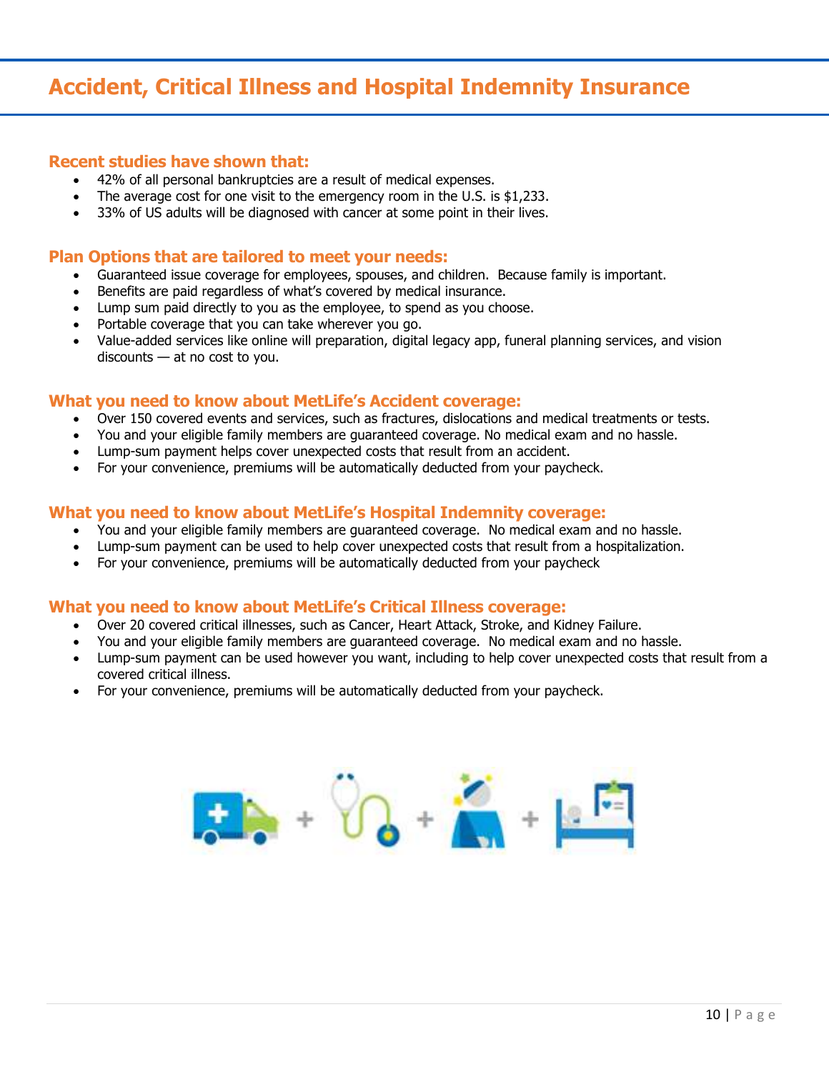# Accident, Critical Illness and Hospital Indemnity Insurance

## Recent studies have shown that:

- 42% of all personal bankruptcies are a result of medical expenses.
- The average cost for one visit to the emergency room in the U.S. is $1,233.
- 33% of US adults will be diagnosed with cancer at some point in their lives.

## Plan Options that are tailored to meet your needs:

- Guaranteed issue coverage for employees, spouses, and children. Because family is important.
- Benefits are paid regardless of what's covered by medical insurance.
- Lump sum paid directly to you as the employee, to spend as you choose.
- Portable coverage that you can take wherever you go.
- Value-added services like online will preparation, digital legacy app, funeral planning services, and vision discounts — at no cost to you.

## What you need to know about MetLife's Accident coverage:

- Over 150 covered events and services, such as fractures, dislocations and medical treatments or tests.
- You and your eligible family members are guaranteed coverage. No medical exam and no hassle.
- Lump-sum payment helps cover unexpected costs that result from an accident.
- For your convenience, premiums will be automatically deducted from your paycheck.

## What you need to know about MetLife's Hospital Indemnity coverage:

- You and your eligible family members are guaranteed coverage. No medical exam and no hassle.
- Lump-sum payment can be used to help cover unexpected costs that result from a hospitalization.
- For your convenience, premiums will be automatically deducted from your paycheck

## What you need to know about MetLife's Critical Illness coverage:

- Over 20 covered critical illnesses, such as Cancer, Heart Attack, Stroke, and Kidney Failure.
- You and your eligible family members are guaranteed coverage. No medical exam and no hassle.
- Lump-sum payment can be used however you want, including to help cover unexpected costs that result from a covered critical illness.
- For your convenience, premiums will be automatically deducted from your paycheck.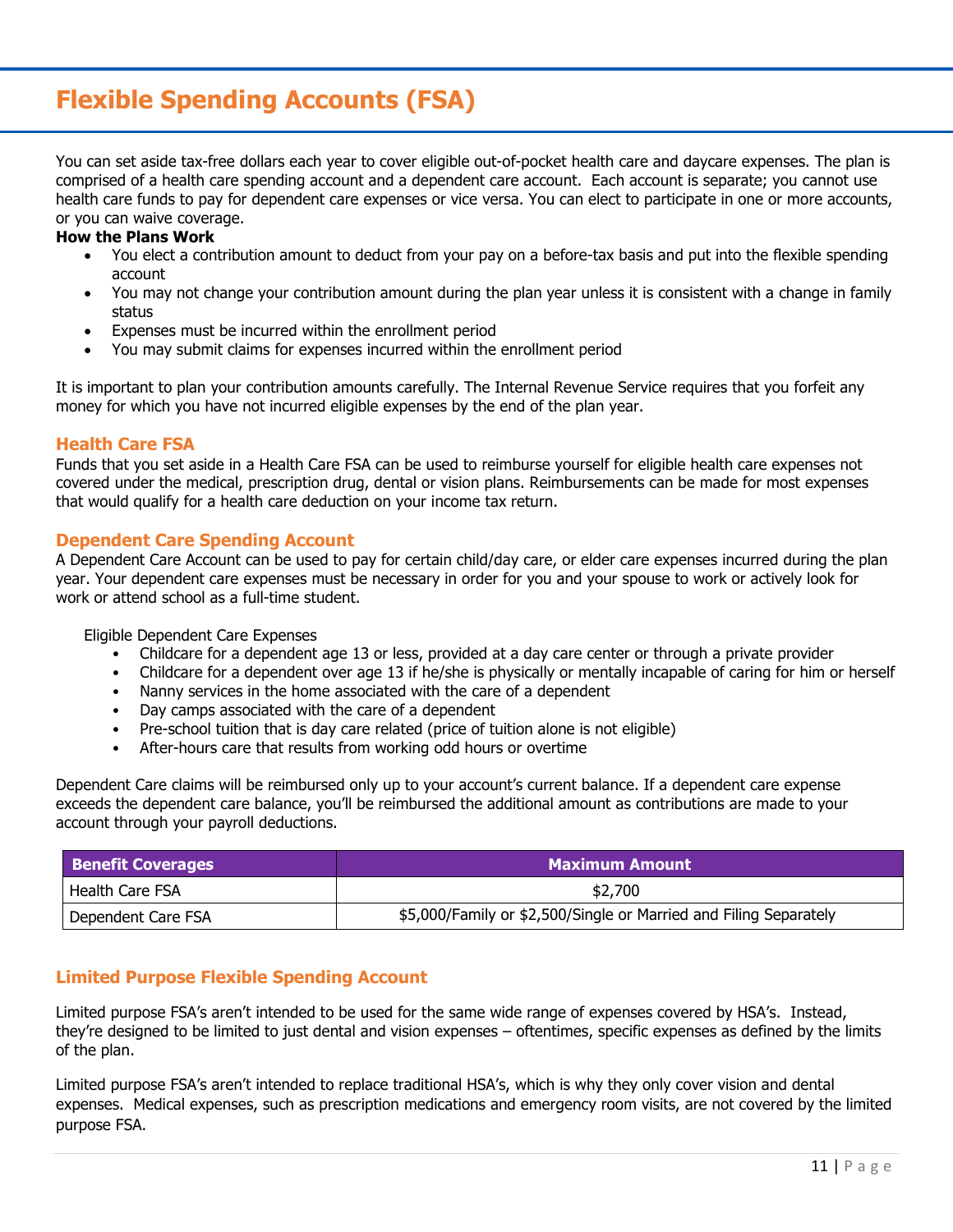# Flexible Spending Accounts (FSA)

You can set aside tax-free dollars each year to cover eligible out-of-pocket health care and daycare expenses. The plan is comprised of a health care spending account and a dependent care account. Each account is separate; you cannot use health care funds to pay for dependent care expenses or vice versa. You can elect to participate in one or more accounts, or you can waive coverage.

**How the Plans Work**

- You elect a contribution amount to deduct from your pay on a before-tax basis and put into the flexible spending account
- You may not change your contribution amount during the plan year unless it is consistent with a change in family status
- Expenses must be incurred within the enrollment period
- You may submit claims for expenses incurred within the enrollment period

It is important to plan your contribution amounts carefully. The Internal Revenue Service requires that you forfeit any money for which you have not incurred eligible expenses by the end of the plan year.

## Health Care FSA

Funds that you set aside in a Health Care FSA can be used to reimburse yourself for eligible health care expenses not covered under the medical, prescription drug, dental or vision plans. Reimbursements can be made for most expenses that would qualify for a health care deduction on your income tax return.

## Dependent Care Spending Account

A Dependent Care Account can be used to pay for certain child/day care, or elder care expenses incurred during the plan year. Your dependent care expenses must be necessary in order for you and your spouse to work or actively look for work or attend school as a full-time student.

Eligible Dependent Care Expenses

- Childcare for a dependent age 13 or less, provided at a day care center or through a private provider
- Childcare for a dependent over age 13 if he/she is physically or mentally incapable of caring for him or herself
- Nanny services in the home associated with the care of a dependent
- Day camps associated with the care of a dependent
- Pre-school tuition that is day care related (price of tuition alone is not eligible)
- After-hours care that results from working odd hours or overtime

Dependent Care claims will be reimbursed only up to your account's current balance. If a dependent care expense exceeds the dependent care balance, you'll be reimbursed the additional amount as contributions are made to your account through your payroll deductions.

| Benefit Coverages | Maximum Amount |
|---|---|
| Health Care FSA | $2,700 |
| Dependent Care FSA | $5,000/Family or $2,500/Single or Married and Filing Separately |

## Limited Purpose Flexible Spending Account

Limited purpose FSA's aren't intended to be used for the same wide range of expenses covered by HSA's. Instead, they're designed to be limited to just dental and vision expenses – oftentimes, specific expenses as defined by the limits of the plan.

Limited purpose FSA's aren't intended to replace traditional HSA's, which is why they only cover vision and dental expenses. Medical expenses, such as prescription medications and emergency room visits, are not covered by the limited purpose FSA.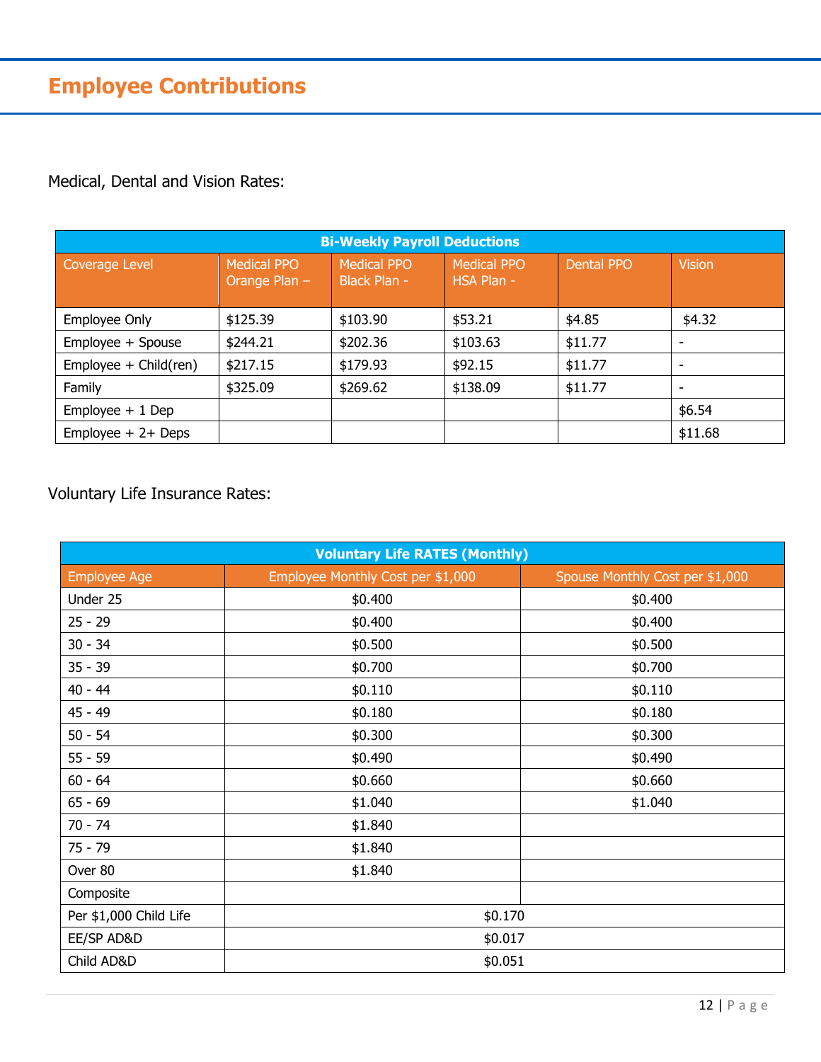## Employee Contributions

Medical, Dental and Vision Rates:

| Bi-Weekly Payroll Deductions | | | | | |
|---|---|---|---|---|---|
| Coverage Level | Medical PPO Orange Plan – | Medical PPO Black Plan - | Medical PPO HSA Plan - | Dental PPO | Vision |
| Employee Only | $125.39 | $103.90 | $53.21 | $4.85 | $4.32 |
| Employee + Spouse | $244.21 | $202.36 | $103.63 | $11.77 | - |
| Employee + Child(ren) | $217.15 | $179.93 | $92.15 | $11.77 | - |
| Family | $325.09 | $269.62 | $138.09 | $11.77 | - |
| Employee + 1 Dep | | | | | $6.54 |
| Employee + 2+ Deps | | | | | $11.68 |

Voluntary Life Insurance Rates:

| Voluntary Life RATES (Monthly) | | |
|---|---|---|
| Employee Age | Employee Monthly Cost per $1,000 | Spouse Monthly Cost per $1,000 |
| Under 25 | $0.400 | $0.400 |
| 25 - 29 | $0.400 | $0.400 |
| 30 - 34 | $0.500 | $0.500 |
| 35 - 39 | $0.700 | $0.700 |
| 40 - 44 | $0.110 | $0.110 |
| 45 - 49 | $0.180 | $0.180 |
| 50 - 54 | $0.300 | $0.300 |
| 55 - 59 | $0.490 | $0.490 |
| 60 - 64 | $0.660 | $0.660 |
| 65 - 69 | $1.040 | $1.040 |
| 70 - 74 | $1.840 | |
| 75 - 79 | $1.840 | |
| Over 80 | $1.840 | |
| Composite | | |
| Per $1,000 Child Life | $0.170 | |
| EE/SP AD&D | $0.017 | |
| Child AD&D | $0.051 | |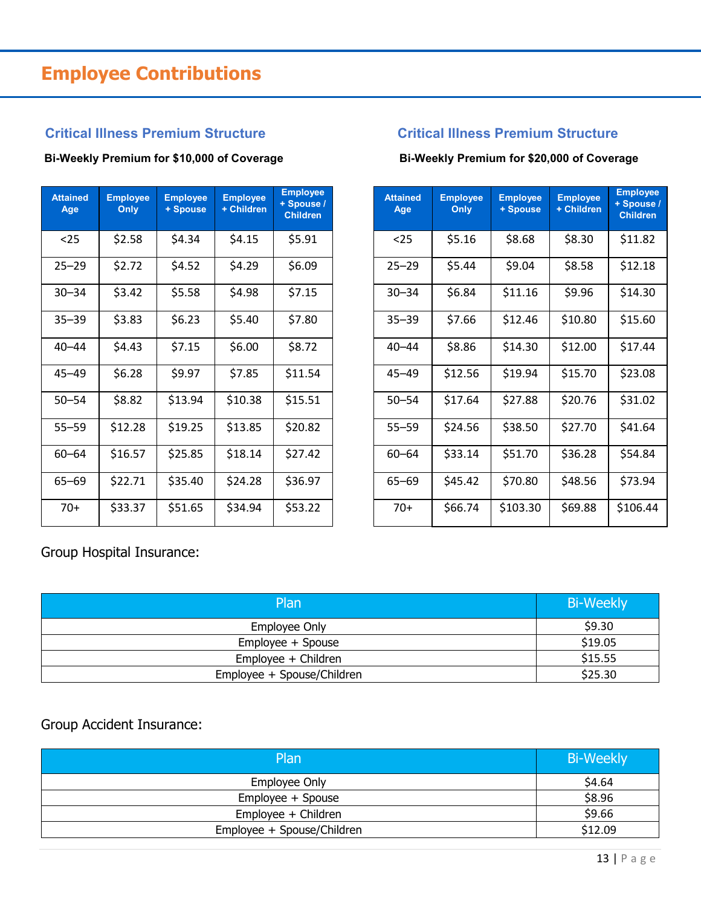# Employee Contributions

## Critical Illness Premium Structure

**Bi-Weekly Premium for $10,000 of Coverage**

| Attained Age | Employee Only | Employee + Spouse | Employee + Children | Employee + Spouse / Children |
|---|---|---|---|---|
| <25 | $2.58 | $4.34 | $4.15 | $5.91 |
| 25–29 | $2.72 | $4.52 | $4.29 | $6.09 |
| 30–34 | $3.42 | $5.58 | $4.98 | $7.15 |
| 35–39 | $3.83 | $6.23 | $5.40 | $7.80 |
| 40–44 | $4.43 | $7.15 | $6.00 | $8.72 |
| 45–49 | $6.28 | $9.97 | $7.85 | $11.54 |
| 50–54 | $8.82 | $13.94 | $10.38 | $15.51 |
| 55–59 | $12.28 | $19.25 | $13.85 | $20.82 |
| 60–64 | $16.57 | $25.85 | $18.14 | $27.42 |
| 65–69 | $22.71 | $35.40 | $24.28 | $36.97 |
| 70+ | $33.37 | $51.65 | $34.94 | $53.22 |

## Critical Illness Premium Structure

**Bi-Weekly Premium for $20,000 of Coverage**

| Attained Age | Employee Only | Employee + Spouse | Employee + Children | Employee + Spouse / Children |
|---|---|---|---|---|
| <25 | $5.16 | $8.68 | $8.30 | $11.82 |
| 25–29 | $5.44 | $9.04 | $8.58 | $12.18 |
| 30–34 | $6.84 | $11.16 | $9.96 | $14.30 |
| 35–39 | $7.66 | $12.46 | $10.80 | $15.60 |
| 40–44 | $8.86 | $14.30 | $12.00 | $17.44 |
| 45–49 | $12.56 | $19.94 | $15.70 | $23.08 |
| 50–54 | $17.64 | $27.88 | $20.76 | $31.02 |
| 55–59 | $24.56 | $38.50 | $27.70 | $41.64 |
| 60–64 | $33.14 | $51.70 | $36.28 | $54.84 |
| 65–69 | $45.42 | $70.80 | $48.56 | $73.94 |
| 70+ | $66.74 | $103.30 | $69.88 | $106.44 |

Group Hospital Insurance:

| Plan | Bi-Weekly |
|---|---|
| Employee Only | $9.30 |
| Employee + Spouse | $19.05 |
| Employee + Children | $15.55 |
| Employee + Spouse/Children | $25.30 |

Group Accident Insurance:

| Plan | Bi-Weekly |
|---|---|
| Employee Only | $4.64 |
| Employee + Spouse | $8.96 |
| Employee + Children | $9.66 |
| Employee + Spouse/Children | $12.09 |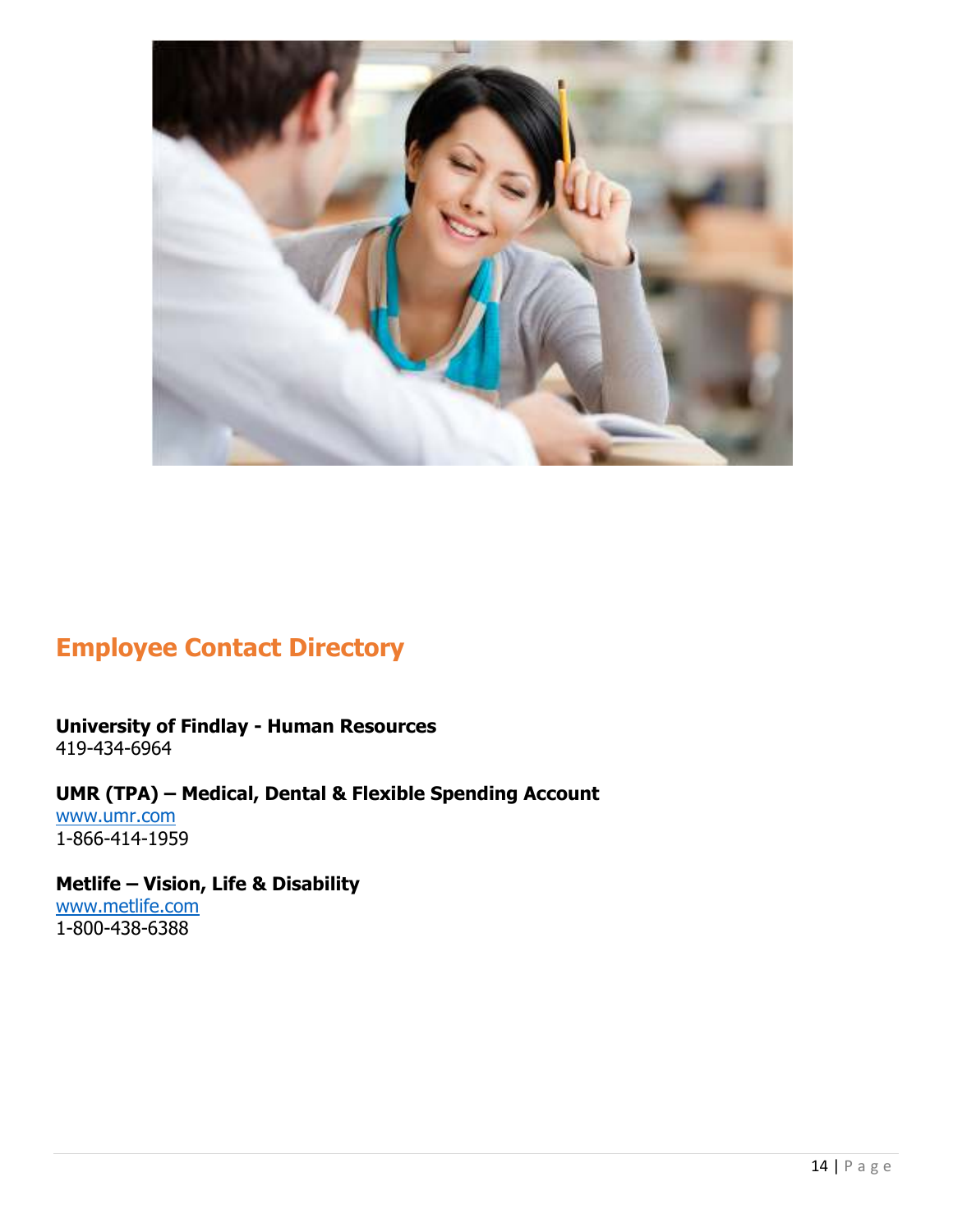## Employee Contact Directory

**University of Findlay - Human Resources**
419-434-6964

**UMR (TPA) – Medical, Dental & Flexible Spending Account**
www.umr.com
1-866-414-1959

**Metlife – Vision, Life & Disability**
www.metlife.com
1-800-438-6388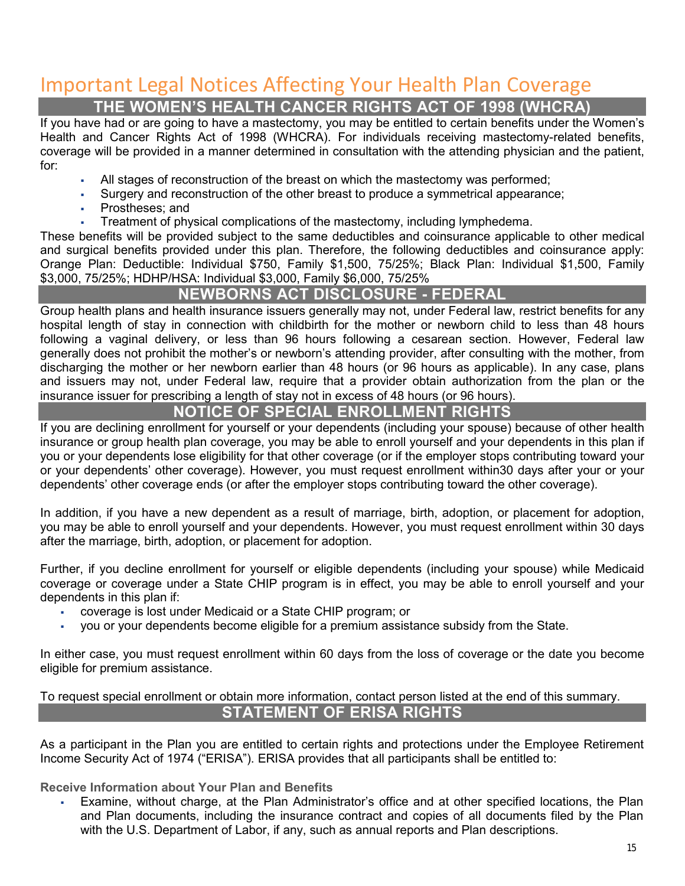# Important Legal Notices Affecting Your Health Plan Coverage

## THE WOMEN'S HEALTH CANCER RIGHTS ACT OF 1998 (WHCRA)

If you have had or are going to have a mastectomy, you may be entitled to certain benefits under the Women's Health and Cancer Rights Act of 1998 (WHCRA). For individuals receiving mastectomy-related benefits, coverage will be provided in a manner determined in consultation with the attending physician and the patient, for:

- All stages of reconstruction of the breast on which the mastectomy was performed;
- Surgery and reconstruction of the other breast to produce a symmetrical appearance;
- Prostheses; and
- Treatment of physical complications of the mastectomy, including lymphedema.

These benefits will be provided subject to the same deductibles and coinsurance applicable to other medical and surgical benefits provided under this plan. Therefore, the following deductibles and coinsurance apply: Orange Plan: Deductible: Individual $750, Family $1,500, 75/25%; Black Plan: Individual $1,500, Family $3,000, 75/25%; HDHP/HSA: Individual $3,000, Family $6,000, 75/25%

## NEWBORNS ACT DISCLOSURE - FEDERAL

Group health plans and health insurance issuers generally may not, under Federal law, restrict benefits for any hospital length of stay in connection with childbirth for the mother or newborn child to less than 48 hours following a vaginal delivery, or less than 96 hours following a cesarean section. However, Federal law generally does not prohibit the mother's or newborn's attending provider, after consulting with the mother, from discharging the mother or her newborn earlier than 48 hours (or 96 hours as applicable). In any case, plans and issuers may not, under Federal law, require that a provider obtain authorization from the plan or the insurance issuer for prescribing a length of stay not in excess of 48 hours (or 96 hours).

## NOTICE OF SPECIAL ENROLLMENT RIGHTS

If you are declining enrollment for yourself or your dependents (including your spouse) because of other health insurance or group health plan coverage, you may be able to enroll yourself and your dependents in this plan if you or your dependents lose eligibility for that other coverage (or if the employer stops contributing toward your or your dependents' other coverage). However, you must request enrollment within30 days after your or your dependents' other coverage ends (or after the employer stops contributing toward the other coverage).

In addition, if you have a new dependent as a result of marriage, birth, adoption, or placement for adoption, you may be able to enroll yourself and your dependents. However, you must request enrollment within 30 days after the marriage, birth, adoption, or placement for adoption.

Further, if you decline enrollment for yourself or eligible dependents (including your spouse) while Medicaid coverage or coverage under a State CHIP program is in effect, you may be able to enroll yourself and your dependents in this plan if:

- coverage is lost under Medicaid or a State CHIP program; or
- you or your dependents become eligible for a premium assistance subsidy from the State.

In either case, you must request enrollment within 60 days from the loss of coverage or the date you become eligible for premium assistance.

To request special enrollment or obtain more information, contact person listed at the end of this summary.

## STATEMENT OF ERISA RIGHTS

As a participant in the Plan you are entitled to certain rights and protections under the Employee Retirement Income Security Act of 1974 ("ERISA"). ERISA provides that all participants shall be entitled to:

### Receive Information about Your Plan and Benefits

- Examine, without charge, at the Plan Administrator's office and at other specified locations, the Plan and Plan documents, including the insurance contract and copies of all documents filed by the Plan with the U.S. Department of Labor, if any, such as annual reports and Plan descriptions.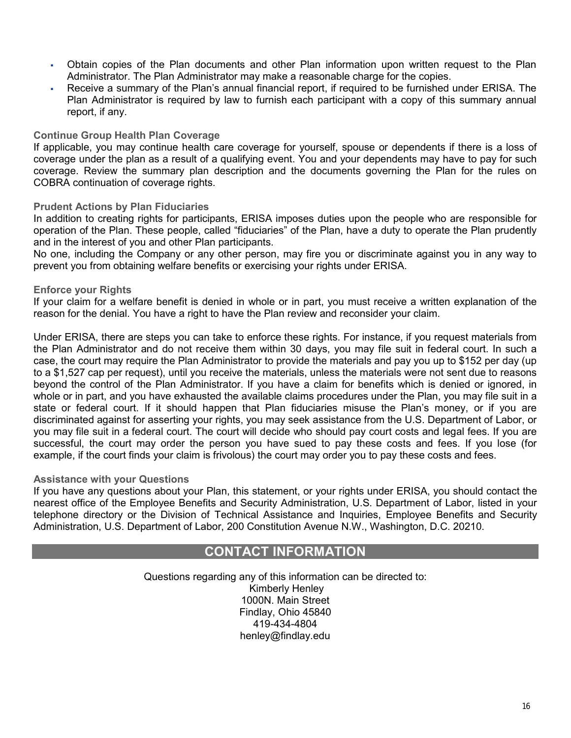- Obtain copies of the Plan documents and other Plan information upon written request to the Plan Administrator. The Plan Administrator may make a reasonable charge for the copies.
- Receive a summary of the Plan's annual financial report, if required to be furnished under ERISA. The Plan Administrator is required by law to furnish each participant with a copy of this summary annual report, if any.

### Continue Group Health Plan Coverage

If applicable, you may continue health care coverage for yourself, spouse or dependents if there is a loss of coverage under the plan as a result of a qualifying event. You and your dependents may have to pay for such coverage. Review the summary plan description and the documents governing the Plan for the rules on COBRA continuation of coverage rights.

### Prudent Actions by Plan Fiduciaries

In addition to creating rights for participants, ERISA imposes duties upon the people who are responsible for operation of the Plan. These people, called "fiduciaries" of the Plan, have a duty to operate the Plan prudently and in the interest of you and other Plan participants.

No one, including the Company or any other person, may fire you or discriminate against you in any way to prevent you from obtaining welfare benefits or exercising your rights under ERISA.

### Enforce your Rights

If your claim for a welfare benefit is denied in whole or in part, you must receive a written explanation of the reason for the denial. You have a right to have the Plan review and reconsider your claim.

Under ERISA, there are steps you can take to enforce these rights. For instance, if you request materials from the Plan Administrator and do not receive them within 30 days, you may file suit in federal court. In such a case, the court may require the Plan Administrator to provide the materials and pay you up to $152 per day (up to a $1,527 cap per request), until you receive the materials, unless the materials were not sent due to reasons beyond the control of the Plan Administrator. If you have a claim for benefits which is denied or ignored, in whole or in part, and you have exhausted the available claims procedures under the Plan, you may file suit in a state or federal court. If it should happen that Plan fiduciaries misuse the Plan's money, or if you are discriminated against for asserting your rights, you may seek assistance from the U.S. Department of Labor, or you may file suit in a federal court. The court will decide who should pay court costs and legal fees. If you are successful, the court may order the person you have sued to pay these costs and fees. If you lose (for example, if the court finds your claim is frivolous) the court may order you to pay these costs and fees.

### Assistance with your Questions

If you have any questions about your Plan, this statement, or your rights under ERISA, you should contact the nearest office of the Employee Benefits and Security Administration, U.S. Department of Labor, listed in your telephone directory or the Division of Technical Assistance and Inquiries, Employee Benefits and Security Administration, U.S. Department of Labor, 200 Constitution Avenue N.W., Washington, D.C. 20210.

## CONTACT INFORMATION

Questions regarding any of this information can be directed to:
Kimberly Henley
1000N. Main Street
Findlay, Ohio 45840
419-434-4804
henley@findlay.edu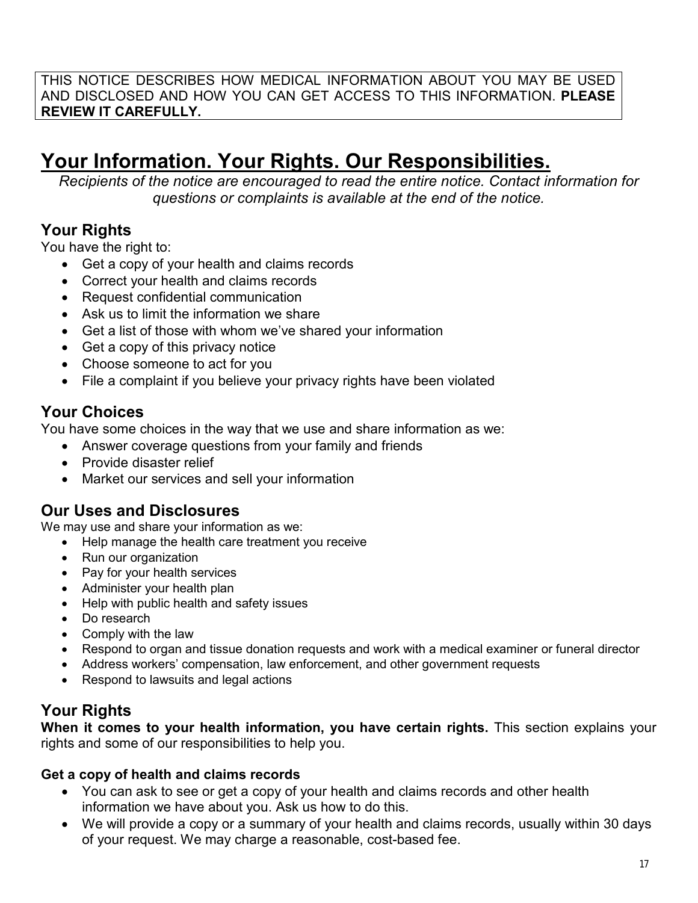THIS NOTICE DESCRIBES HOW MEDICAL INFORMATION ABOUT YOU MAY BE USED AND DISCLOSED AND HOW YOU CAN GET ACCESS TO THIS INFORMATION. **PLEASE REVIEW IT CAREFULLY.**

# Your Information. Your Rights. Our Responsibilities.

*Recipients of the notice are encouraged to read the entire notice. Contact information for questions or complaints is available at the end of the notice.*

## Your Rights

You have the right to:

- Get a copy of your health and claims records
- Correct your health and claims records
- Request confidential communication
- Ask us to limit the information we share
- Get a list of those with whom we've shared your information
- Get a copy of this privacy notice
- Choose someone to act for you
- File a complaint if you believe your privacy rights have been violated

## Your Choices

You have some choices in the way that we use and share information as we:

- Answer coverage questions from your family and friends
- Provide disaster relief
- Market our services and sell your information

## Our Uses and Disclosures

We may use and share your information as we:

- Help manage the health care treatment you receive
- Run our organization
- Pay for your health services
- Administer your health plan
- Help with public health and safety issues
- Do research
- Comply with the law
- Respond to organ and tissue donation requests and work with a medical examiner or funeral director
- Address workers' compensation, law enforcement, and other government requests
- Respond to lawsuits and legal actions

## Your Rights

**When it comes to your health information, you have certain rights.** This section explains your rights and some of our responsibilities to help you.

### Get a copy of health and claims records

- You can ask to see or get a copy of your health and claims records and other health information we have about you. Ask us how to do this.
- We will provide a copy or a summary of your health and claims records, usually within 30 days of your request. We may charge a reasonable, cost-based fee.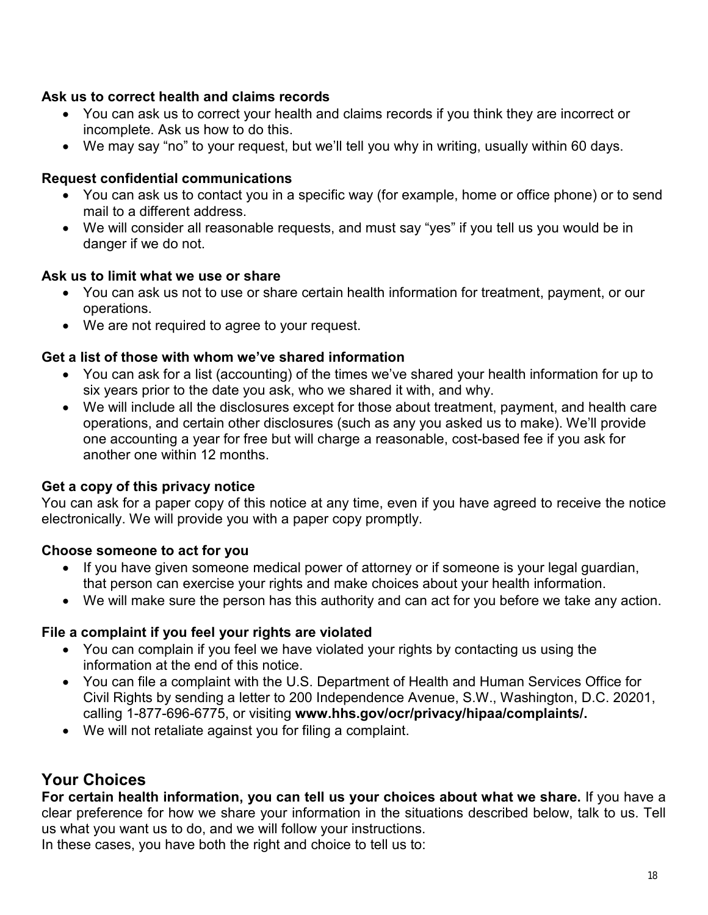**Ask us to correct health and claims records**

- You can ask us to correct your health and claims records if you think they are incorrect or incomplete. Ask us how to do this.
- We may say "no" to your request, but we'll tell you why in writing, usually within 60 days.

**Request confidential communications**

- You can ask us to contact you in a specific way (for example, home or office phone) or to send mail to a different address.
- We will consider all reasonable requests, and must say "yes" if you tell us you would be in danger if we do not.

**Ask us to limit what we use or share**

- You can ask us not to use or share certain health information for treatment, payment, or our operations.
- We are not required to agree to your request.

**Get a list of those with whom we've shared information**

- You can ask for a list (accounting) of the times we've shared your health information for up to six years prior to the date you ask, who we shared it with, and why.
- We will include all the disclosures except for those about treatment, payment, and health care operations, and certain other disclosures (such as any you asked us to make). We'll provide one accounting a year for free but will charge a reasonable, cost-based fee if you ask for another one within 12 months.

**Get a copy of this privacy notice**

You can ask for a paper copy of this notice at any time, even if you have agreed to receive the notice electronically. We will provide you with a paper copy promptly.

**Choose someone to act for you**

- If you have given someone medical power of attorney or if someone is your legal guardian, that person can exercise your rights and make choices about your health information.
- We will make sure the person has this authority and can act for you before we take any action.

**File a complaint if you feel your rights are violated**

- You can complain if you feel we have violated your rights by contacting us using the information at the end of this notice.
- You can file a complaint with the U.S. Department of Health and Human Services Office for Civil Rights by sending a letter to 200 Independence Avenue, S.W., Washington, D.C. 20201, calling 1-877-696-6775, or visiting **www.hhs.gov/ocr/privacy/hipaa/complaints/.**
- We will not retaliate against you for filing a complaint.

## Your Choices

**For certain health information, you can tell us your choices about what we share.** If you have a clear preference for how we share your information in the situations described below, talk to us. Tell us what you want us to do, and we will follow your instructions.
In these cases, you have both the right and choice to tell us to: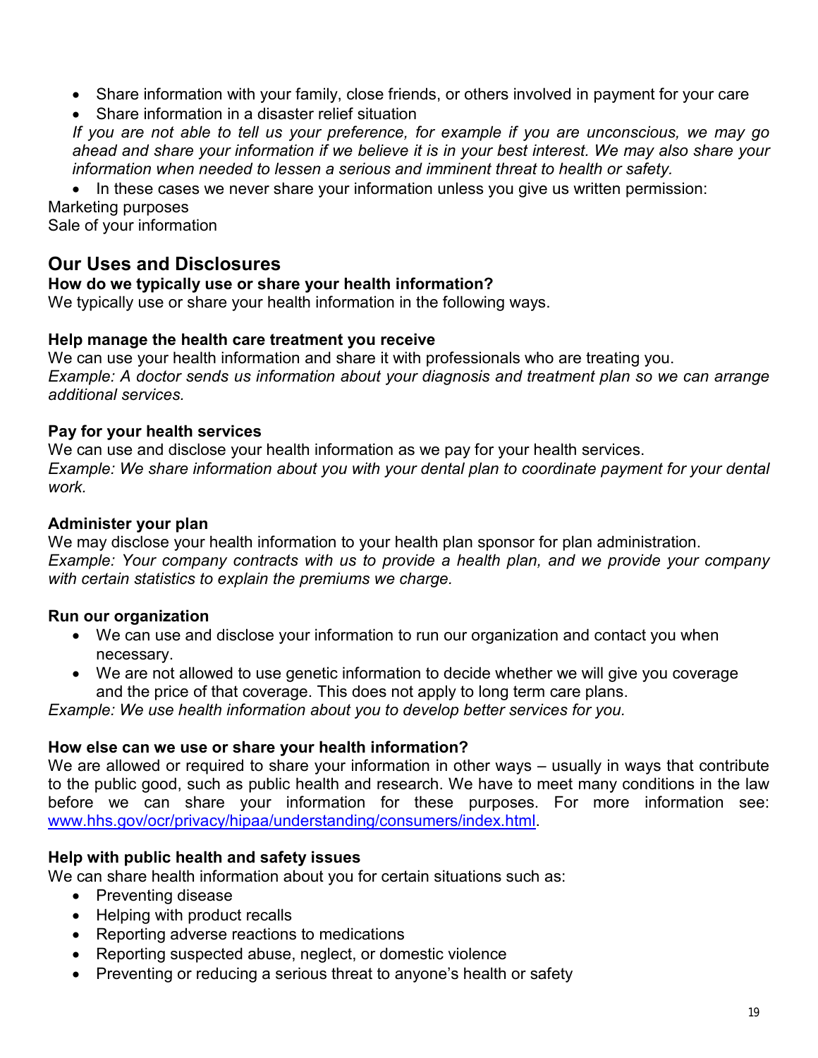- Share information with your family, close friends, or others involved in payment for your care
- Share information in a disaster relief situation

*If you are not able to tell us your preference, for example if you are unconscious, we may go ahead and share your information if we believe it is in your best interest. We may also share your information when needed to lessen a serious and imminent threat to health or safety.*

- In these cases we never share your information unless you give us written permission:

Marketing purposes
Sale of your information

## Our Uses and Disclosures

**How do we typically use or share your health information?**
We typically use or share your health information in the following ways.

**Help manage the health care treatment you receive**
We can use your health information and share it with professionals who are treating you.
*Example: A doctor sends us information about your diagnosis and treatment plan so we can arrange additional services.*

**Pay for your health services**
We can use and disclose your health information as we pay for your health services.
*Example: We share information about you with your dental plan to coordinate payment for your dental work.*

**Administer your plan**
We may disclose your health information to your health plan sponsor for plan administration.
*Example: Your company contracts with us to provide a health plan, and we provide your company with certain statistics to explain the premiums we charge.*

**Run our organization**

- We can use and disclose your information to run our organization and contact you when necessary.
- We are not allowed to use genetic information to decide whether we will give you coverage and the price of that coverage. This does not apply to long term care plans.

*Example: We use health information about you to develop better services for you.*

**How else can we use or share your health information?**
We are allowed or required to share your information in other ways – usually in ways that contribute to the public good, such as public health and research. We have to meet many conditions in the law before we can share your information for these purposes. For more information see: [www.hhs.gov/ocr/privacy/hipaa/understanding/consumers/index.html](http://www.hhs.gov/ocr/privacy/hipaa/understanding/consumers/index.html).

**Help with public health and safety issues**
We can share health information about you for certain situations such as:

- Preventing disease
- Helping with product recalls
- Reporting adverse reactions to medications
- Reporting suspected abuse, neglect, or domestic violence
- Preventing or reducing a serious threat to anyone's health or safety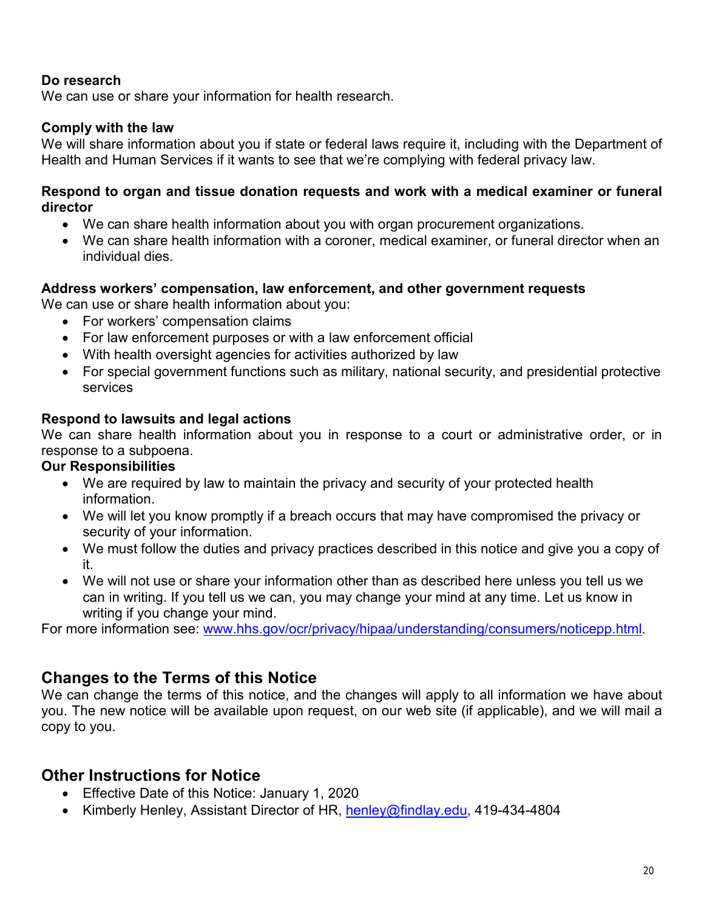**Do research**
We can use or share your information for health research.

**Comply with the law**
We will share information about you if state or federal laws require it, including with the Department of Health and Human Services if it wants to see that we're complying with federal privacy law.

**Respond to organ and tissue donation requests and work with a medical examiner or funeral director**

- We can share health information about you with organ procurement organizations.
- We can share health information with a coroner, medical examiner, or funeral director when an individual dies.

**Address workers' compensation, law enforcement, and other government requests**
We can use or share health information about you:

- For workers' compensation claims
- For law enforcement purposes or with a law enforcement official
- With health oversight agencies for activities authorized by law
- For special government functions such as military, national security, and presidential protective services

**Respond to lawsuits and legal actions**
We can share health information about you in response to a court or administrative order, or in response to a subpoena.

**Our Responsibilities**

- We are required by law to maintain the privacy and security of your protected health information.
- We will let you know promptly if a breach occurs that may have compromised the privacy or security of your information.
- We must follow the duties and privacy practices described in this notice and give you a copy of it.
- We will not use or share your information other than as described here unless you tell us we can in writing. If you tell us we can, you may change your mind at any time. Let us know in writing if you change your mind.

For more information see: [www.hhs.gov/ocr/privacy/hipaa/understanding/consumers/noticepp.html](www.hhs.gov/ocr/privacy/hipaa/understanding/consumers/noticepp.html).

## Changes to the Terms of this Notice

We can change the terms of this notice, and the changes will apply to all information we have about you. The new notice will be available upon request, on our web site (if applicable), and we will mail a copy to you.

## Other Instructions for Notice

- Effective Date of this Notice: January 1, 2020
- Kimberly Henley, Assistant Director of HR, [henley@findlay.edu](mailto:henley@findlay.edu), 419-434-4804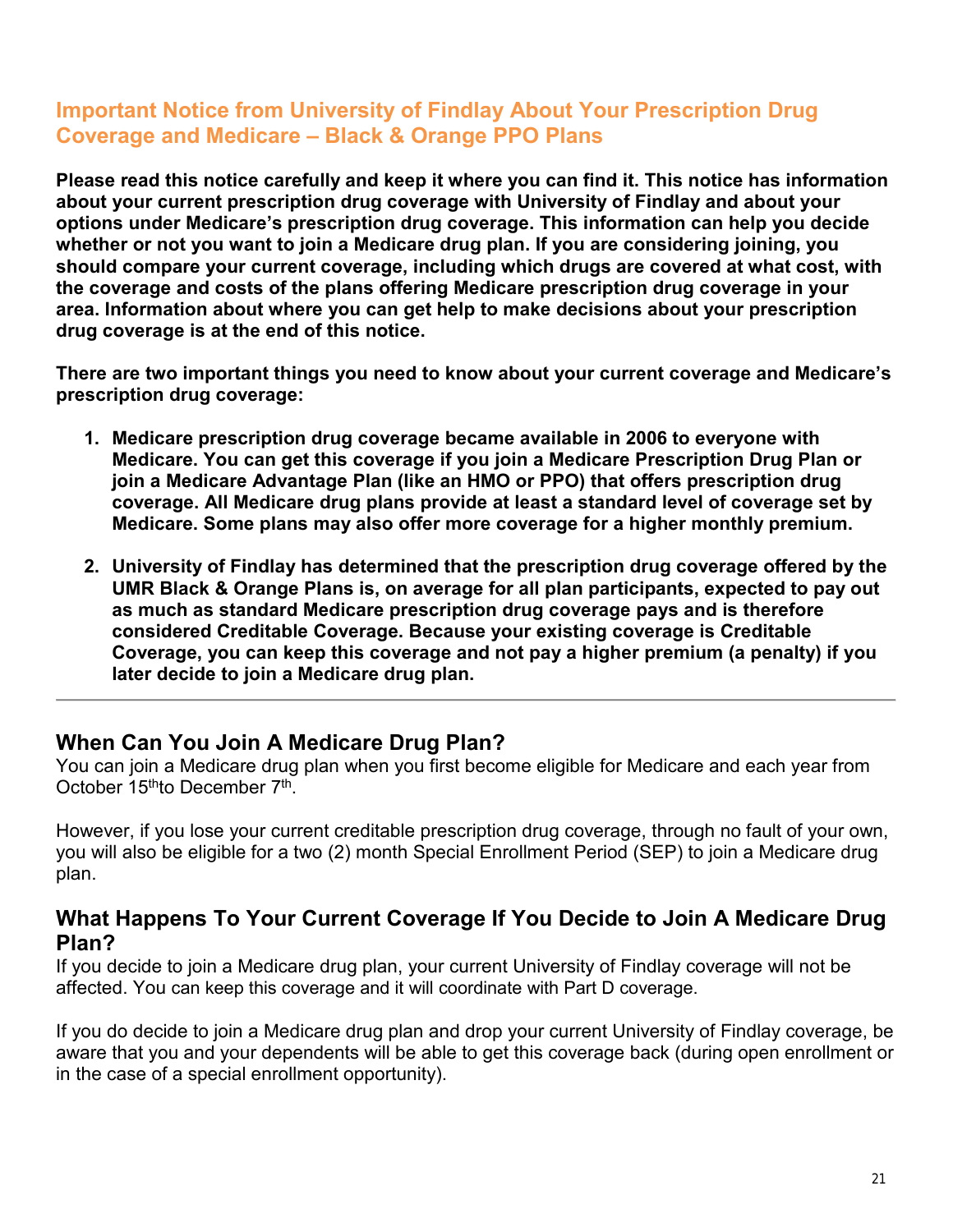## Important Notice from University of Findlay About Your Prescription Drug Coverage and Medicare – Black & Orange PPO Plans

**Please read this notice carefully and keep it where you can find it. This notice has information about your current prescription drug coverage with University of Findlay and about your options under Medicare's prescription drug coverage. This information can help you decide whether or not you want to join a Medicare drug plan. If you are considering joining, you should compare your current coverage, including which drugs are covered at what cost, with the coverage and costs of the plans offering Medicare prescription drug coverage in your area. Information about where you can get help to make decisions about your prescription drug coverage is at the end of this notice.**

**There are two important things you need to know about your current coverage and Medicare's prescription drug coverage:**

1. **Medicare prescription drug coverage became available in 2006 to everyone with Medicare. You can get this coverage if you join a Medicare Prescription Drug Plan or join a Medicare Advantage Plan (like an HMO or PPO) that offers prescription drug coverage. All Medicare drug plans provide at least a standard level of coverage set by Medicare. Some plans may also offer more coverage for a higher monthly premium.**

2. **University of Findlay has determined that the prescription drug coverage offered by the UMR Black & Orange Plans is, on average for all plan participants, expected to pay out as much as standard Medicare prescription drug coverage pays and is therefore considered Creditable Coverage. Because your existing coverage is Creditable Coverage, you can keep this coverage and not pay a higher premium (a penalty) if you later decide to join a Medicare drug plan.**

---

### When Can You Join A Medicare Drug Plan?

You can join a Medicare drug plan when you first become eligible for Medicare and each year from October 15th to December 7th.

However, if you lose your current creditable prescription drug coverage, through no fault of your own, you will also be eligible for a two (2) month Special Enrollment Period (SEP) to join a Medicare drug plan.

### What Happens To Your Current Coverage If You Decide to Join A Medicare Drug Plan?

If you decide to join a Medicare drug plan, your current University of Findlay coverage will not be affected. You can keep this coverage and it will coordinate with Part D coverage.

If you do decide to join a Medicare drug plan and drop your current University of Findlay coverage, be aware that you and your dependents will be able to get this coverage back (during open enrollment or in the case of a special enrollment opportunity).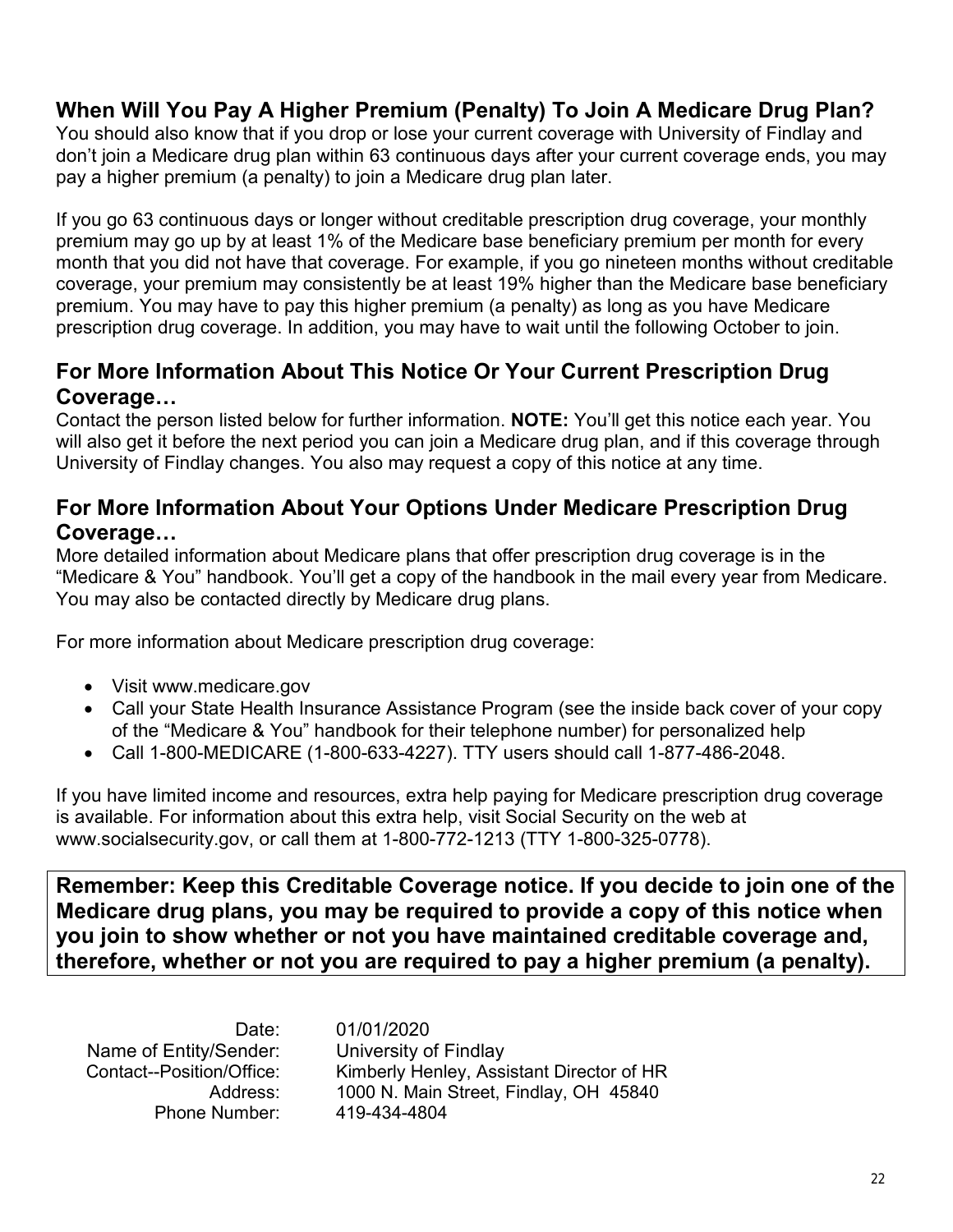## When Will You Pay A Higher Premium (Penalty) To Join A Medicare Drug Plan?

You should also know that if you drop or lose your current coverage with University of Findlay and don't join a Medicare drug plan within 63 continuous days after your current coverage ends, you may pay a higher premium (a penalty) to join a Medicare drug plan later.

If you go 63 continuous days or longer without creditable prescription drug coverage, your monthly premium may go up by at least 1% of the Medicare base beneficiary premium per month for every month that you did not have that coverage. For example, if you go nineteen months without creditable coverage, your premium may consistently be at least 19% higher than the Medicare base beneficiary premium. You may have to pay this higher premium (a penalty) as long as you have Medicare prescription drug coverage. In addition, you may have to wait until the following October to join.

## For More Information About This Notice Or Your Current Prescription Drug Coverage…

Contact the person listed below for further information. **NOTE:** You'll get this notice each year. You will also get it before the next period you can join a Medicare drug plan, and if this coverage through University of Findlay changes. You also may request a copy of this notice at any time.

## For More Information About Your Options Under Medicare Prescription Drug Coverage…

More detailed information about Medicare plans that offer prescription drug coverage is in the "Medicare & You" handbook. You'll get a copy of the handbook in the mail every year from Medicare. You may also be contacted directly by Medicare drug plans.

For more information about Medicare prescription drug coverage:

- Visit www.medicare.gov
- Call your State Health Insurance Assistance Program (see the inside back cover of your copy of the "Medicare & You" handbook for their telephone number) for personalized help
- Call 1-800-MEDICARE (1-800-633-4227). TTY users should call 1-877-486-2048.

If you have limited income and resources, extra help paying for Medicare prescription drug coverage is available. For information about this extra help, visit Social Security on the web at www.socialsecurity.gov, or call them at 1-800-772-1213 (TTY 1-800-325-0778).

**Remember: Keep this Creditable Coverage notice. If you decide to join one of the Medicare drug plans, you may be required to provide a copy of this notice when you join to show whether or not you have maintained creditable coverage and, therefore, whether or not you are required to pay a higher premium (a penalty).**

| | |
|---|---|
| Date: | 01/01/2020 |
| Name of Entity/Sender: | University of Findlay |
| Contact--Position/Office: | Kimberly Henley, Assistant Director of HR |
| Address: | 1000 N. Main Street, Findlay, OH 45840 |
| Phone Number: | 419-434-4804 |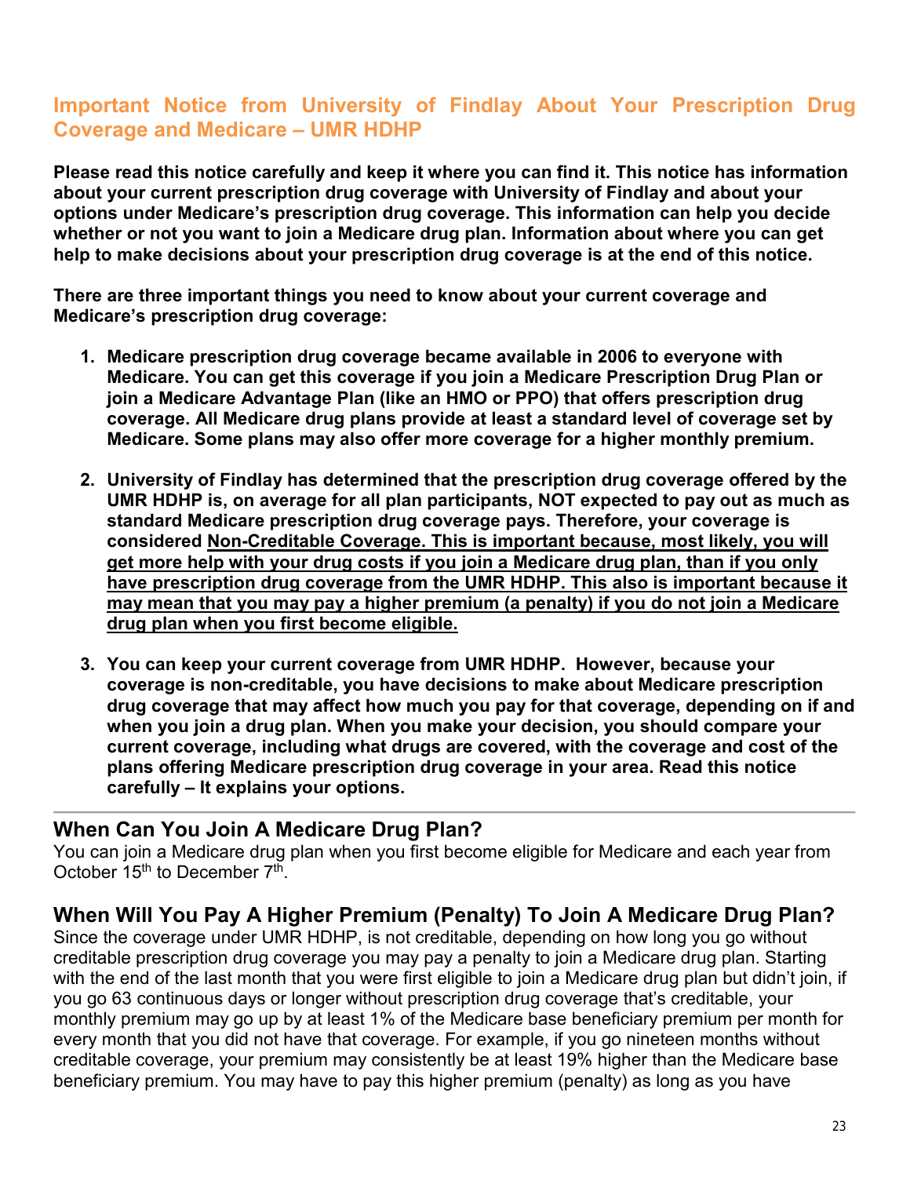## Important Notice from University of Findlay About Your Prescription Drug Coverage and Medicare – UMR HDHP

**Please read this notice carefully and keep it where you can find it. This notice has information about your current prescription drug coverage with University of Findlay and about your options under Medicare's prescription drug coverage. This information can help you decide whether or not you want to join a Medicare drug plan. Information about where you can get help to make decisions about your prescription drug coverage is at the end of this notice.**

**There are three important things you need to know about your current coverage and Medicare's prescription drug coverage:**

1. **Medicare prescription drug coverage became available in 2006 to everyone with Medicare. You can get this coverage if you join a Medicare Prescription Drug Plan or join a Medicare Advantage Plan (like an HMO or PPO) that offers prescription drug coverage. All Medicare drug plans provide at least a standard level of coverage set by Medicare. Some plans may also offer more coverage for a higher monthly premium.**

2. **University of Findlay has determined that the prescription drug coverage offered by the UMR HDHP is, on average for all plan participants, NOT expected to pay out as much as standard Medicare prescription drug coverage pays. Therefore, your coverage is considered <u>Non-Creditable Coverage. This is important because, most likely, you will get more help with your drug costs if you join a Medicare drug plan, than if you only have prescription drug coverage from the UMR HDHP. This also is important because it may mean that you may pay a higher premium (a penalty) if you do not join a Medicare drug plan when you first become eligible.</u>**

3. **You can keep your current coverage from UMR HDHP. However, because your coverage is non-creditable, you have decisions to make about Medicare prescription drug coverage that may affect how much you pay for that coverage, depending on if and when you join a drug plan. When you make your decision, you should compare your current coverage, including what drugs are covered, with the coverage and cost of the plans offering Medicare prescription drug coverage in your area. Read this notice carefully – It explains your options.**

---

### When Can You Join A Medicare Drug Plan?

You can join a Medicare drug plan when you first become eligible for Medicare and each year from October 15th to December 7th.

### When Will You Pay A Higher Premium (Penalty) To Join A Medicare Drug Plan?

Since the coverage under UMR HDHP, is not creditable, depending on how long you go without creditable prescription drug coverage you may pay a penalty to join a Medicare drug plan. Starting with the end of the last month that you were first eligible to join a Medicare drug plan but didn't join, if you go 63 continuous days or longer without prescription drug coverage that's creditable, your monthly premium may go up by at least 1% of the Medicare base beneficiary premium per month for every month that you did not have that coverage. For example, if you go nineteen months without creditable coverage, your premium may consistently be at least 19% higher than the Medicare base beneficiary premium. You may have to pay this higher premium (penalty) as long as you have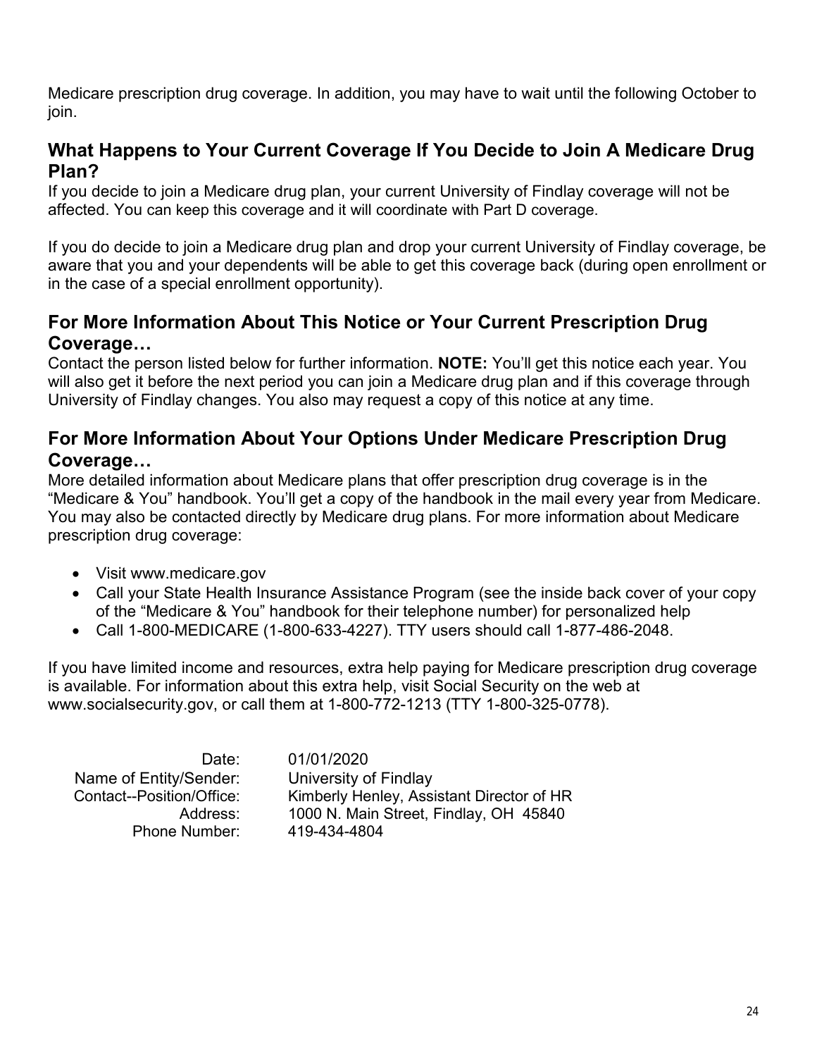Medicare prescription drug coverage. In addition, you may have to wait until the following October to join.

## What Happens to Your Current Coverage If You Decide to Join A Medicare Drug Plan?

If you decide to join a Medicare drug plan, your current University of Findlay coverage will not be affected. You can keep this coverage and it will coordinate with Part D coverage.

If you do decide to join a Medicare drug plan and drop your current University of Findlay coverage, be aware that you and your dependents will be able to get this coverage back (during open enrollment or in the case of a special enrollment opportunity).

## For More Information About This Notice or Your Current Prescription Drug Coverage…

Contact the person listed below for further information. **NOTE:** You'll get this notice each year. You will also get it before the next period you can join a Medicare drug plan and if this coverage through University of Findlay changes. You also may request a copy of this notice at any time.

## For More Information About Your Options Under Medicare Prescription Drug Coverage…

More detailed information about Medicare plans that offer prescription drug coverage is in the "Medicare & You" handbook. You'll get a copy of the handbook in the mail every year from Medicare. You may also be contacted directly by Medicare drug plans. For more information about Medicare prescription drug coverage:

- Visit www.medicare.gov
- Call your State Health Insurance Assistance Program (see the inside back cover of your copy of the "Medicare & You" handbook for their telephone number) for personalized help
- Call 1-800-MEDICARE (1-800-633-4227). TTY users should call 1-877-486-2048.

If you have limited income and resources, extra help paying for Medicare prescription drug coverage is available. For information about this extra help, visit Social Security on the web at www.socialsecurity.gov, or call them at 1-800-772-1213 (TTY 1-800-325-0778).

| | |
|---|---|
| Date: | 01/01/2020 |
| Name of Entity/Sender: | University of Findlay |
| Contact--Position/Office: | Kimberly Henley, Assistant Director of HR |
| Address: | 1000 N. Main Street, Findlay, OH 45840 |
| Phone Number: | 419-434-4804 |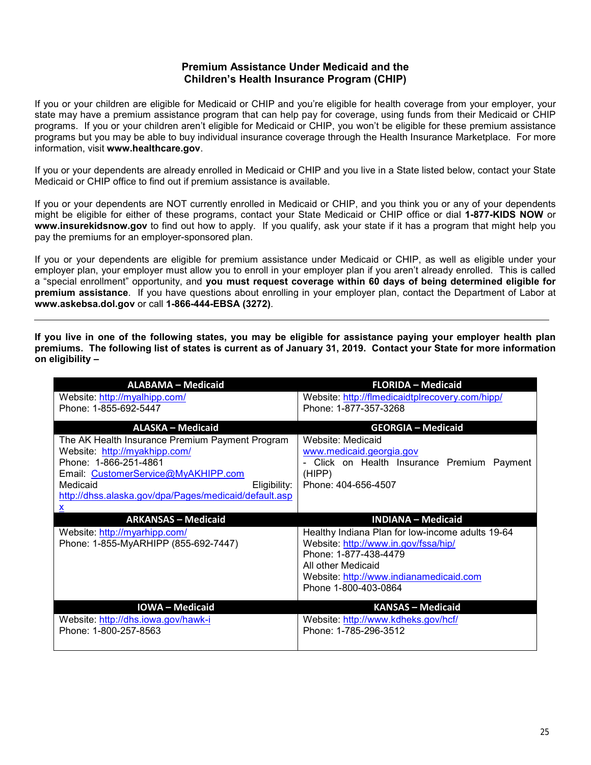## Premium Assistance Under Medicaid and the Children's Health Insurance Program (CHIP)

If you or your children are eligible for Medicaid or CHIP and you're eligible for health coverage from your employer, your state may have a premium assistance program that can help pay for coverage, using funds from their Medicaid or CHIP programs. If you or your children aren't eligible for Medicaid or CHIP, you won't be eligible for these premium assistance programs but you may be able to buy individual insurance coverage through the Health Insurance Marketplace. For more information, visit **www.healthcare.gov**.

If you or your dependents are already enrolled in Medicaid or CHIP and you live in a State listed below, contact your State Medicaid or CHIP office to find out if premium assistance is available.

If you or your dependents are NOT currently enrolled in Medicaid or CHIP, and you think you or any of your dependents might be eligible for either of these programs, contact your State Medicaid or CHIP office or dial **1-877-KIDS NOW** or **www.insurekidsnow.gov** to find out how to apply. If you qualify, ask your state if it has a program that might help you pay the premiums for an employer-sponsored plan.

If you or your dependents are eligible for premium assistance under Medicaid or CHIP, as well as eligible under your employer plan, your employer must allow you to enroll in your employer plan if you aren't already enrolled. This is called a "special enrollment" opportunity, and **you must request coverage within 60 days of being determined eligible for premium assistance**. If you have questions about enrolling in your employer plan, contact the Department of Labor at **www.askebsa.dol.gov** or call **1-866-444-EBSA (3272)**.

---

**If you live in one of the following states, you may be eligible for assistance paying your employer health plan premiums. The following list of states is current as of January 31, 2019. Contact your State for more information on eligibility –**

| ALABAMA – Medicaid | FLORIDA – Medicaid |
|---|---|
| Website: http://myalhipp.com/<br>Phone: 1-855-692-5447 | Website: http://flmedicaidtplrecovery.com/hipp/<br>Phone: 1-877-357-3268 |
| **ALASKA – Medicaid** | **GEORGIA – Medicaid** |
| The AK Health Insurance Premium Payment Program<br>Website: http://myakhipp.com/<br>Phone: 1-866-251-4861<br>Email: CustomerService@MyAKHIPP.com<br>Medicaid Eligibility: http://dhss.alaska.gov/dpa/Pages/medicaid/default.aspx | Website: Medicaid<br>www.medicaid.georgia.gov<br>- Click on Health Insurance Premium Payment (HIPP)<br>Phone: 404-656-4507 |
| **ARKANSAS – Medicaid** | **INDIANA – Medicaid** |
| Website: http://myarhipp.com/<br>Phone: 1-855-MyARHIPP (855-692-7447) | Healthy Indiana Plan for low-income adults 19-64<br>Website: http://www.in.gov/fssa/hip/<br>Phone: 1-877-438-4479<br>All other Medicaid<br>Website: http://www.indianamedicaid.com<br>Phone 1-800-403-0864 |
| **IOWA – Medicaid** | **KANSAS – Medicaid** |
| Website: http://dhs.iowa.gov/hawk-i<br>Phone: 1-800-257-8563 | Website: http://www.kdheks.gov/hcf/<br>Phone: 1-785-296-3512 |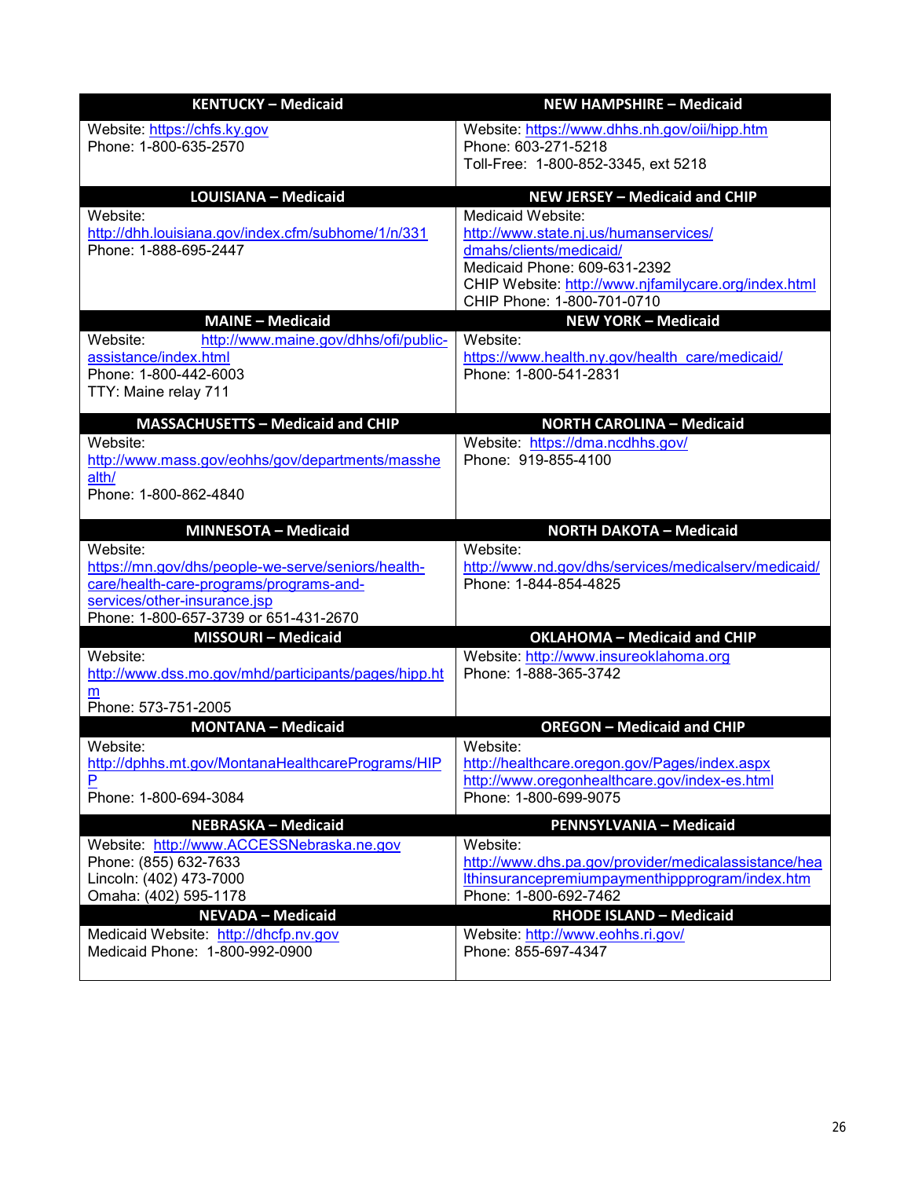| KENTUCKY – Medicaid | NEW HAMPSHIRE – Medicaid |
|---|---|
| Website: https://chfs.ky.gov<br>Phone: 1-800-635-2570 | Website: https://www.dhhs.nh.gov/oii/hipp.htm<br>Phone: 603-271-5218<br>Toll-Free: 1-800-852-3345, ext 5218 |
| **LOUISIANA – Medicaid** | **NEW JERSEY – Medicaid and CHIP** |
| Website:<br>http://dhh.louisiana.gov/index.cfm/subhome/1/n/331<br>Phone: 1-888-695-2447 | Medicaid Website:<br>http://www.state.nj.us/humanservices/dmahs/clients/medicaid/<br>Medicaid Phone: 609-631-2392<br>CHIP Website: http://www.njfamilycare.org/index.html<br>CHIP Phone: 1-800-701-0710 |
| **MAINE – Medicaid** | **NEW YORK – Medicaid** |
| Website: http://www.maine.gov/dhhs/ofi/public-assistance/index.html<br>Phone: 1-800-442-6003<br>TTY: Maine relay 711 | Website:<br>https://www.health.ny.gov/health_care/medicaid/<br>Phone: 1-800-541-2831 |
| **MASSACHUSETTS – Medicaid and CHIP** | **NORTH CAROLINA – Medicaid** |
| Website:<br>http://www.mass.gov/eohhs/gov/departments/masshealth/<br>Phone: 1-800-862-4840 | Website: https://dma.ncdhhs.gov/<br>Phone: 919-855-4100 |
| **MINNESOTA – Medicaid** | **NORTH DAKOTA – Medicaid** |
| Website:<br>https://mn.gov/dhs/people-we-serve/seniors/health-care/health-care-programs/programs-and-services/other-insurance.jsp<br>Phone: 1-800-657-3739 or 651-431-2670 | Website:<br>http://www.nd.gov/dhs/services/medicalserv/medicaid/<br>Phone: 1-844-854-4825 |
| **MISSOURI – Medicaid** | **OKLAHOMA – Medicaid and CHIP** |
| Website:<br>http://www.dss.mo.gov/mhd/participants/pages/hipp.htm<br>Phone: 573-751-2005 | Website: http://www.insureoklahoma.org<br>Phone: 1-888-365-3742 |
| **MONTANA – Medicaid** | **OREGON – Medicaid and CHIP** |
| Website:<br>http://dphhs.mt.gov/MontanaHealthcarePrograms/HIPP<br>Phone: 1-800-694-3084 | Website:<br>http://healthcare.oregon.gov/Pages/index.aspx<br>http://www.oregonhealthcare.gov/index-es.html<br>Phone: 1-800-699-9075 |
| **NEBRASKA – Medicaid** | **PENNSYLVANIA – Medicaid** |
| Website: http://www.ACCESSNebraska.ne.gov<br>Phone: (855) 632-7633<br>Lincoln: (402) 473-7000<br>Omaha: (402) 595-1178 | Website:<br>http://www.dhs.pa.gov/provider/medicalassistance/healthinsurancepremiumpaymenthippprogram/index.htm<br>Phone: 1-800-692-7462 |
| **NEVADA – Medicaid** | **RHODE ISLAND – Medicaid** |
| Medicaid Website: http://dhcfp.nv.gov<br>Medicaid Phone: 1-800-992-0900 | Website: http://www.eohhs.ri.gov/<br>Phone: 855-697-4347 |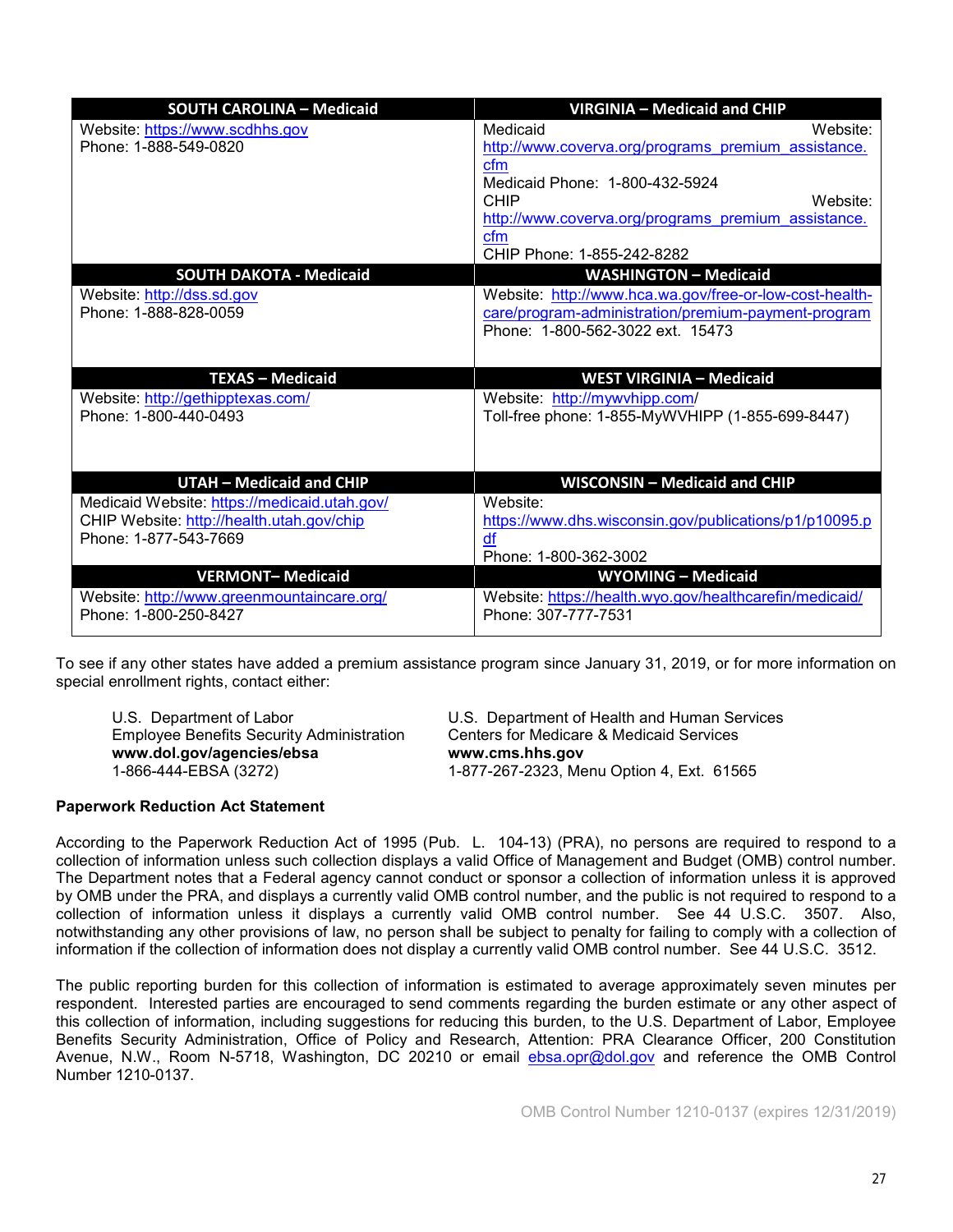| SOUTH CAROLINA – Medicaid | VIRGINIA – Medicaid and CHIP |
|---|---|
| Website: https://www.scdhhs.gov<br>Phone: 1-888-549-0820 | Medicaid Website: http://www.coverva.org/programs_premium_assistance.cfm<br>Medicaid Phone: 1-800-432-5924<br>CHIP Website: http://www.coverva.org/programs_premium_assistance.cfm<br>CHIP Phone: 1-855-242-8282 |
| **SOUTH DAKOTA - Medicaid** | **WASHINGTON – Medicaid** |
| Website: http://dss.sd.gov<br>Phone: 1-888-828-0059 | Website: http://www.hca.wa.gov/free-or-low-cost-health-care/program-administration/premium-payment-program<br>Phone: 1-800-562-3022 ext. 15473 |
| **TEXAS – Medicaid** | **WEST VIRGINIA – Medicaid** |
| Website: http://gethipptexas.com/<br>Phone: 1-800-440-0493 | Website: http://mywvhipp.com/<br>Toll-free phone: 1-855-MyWVHIPP (1-855-699-8447) |
| **UTAH – Medicaid and CHIP** | **WISCONSIN – Medicaid and CHIP** |
| Medicaid Website: https://medicaid.utah.gov/<br>CHIP Website: http://health.utah.gov/chip<br>Phone: 1-877-543-7669 | Website: https://www.dhs.wisconsin.gov/publications/p1/p10095.pdf<br>Phone: 1-800-362-3002 |
| **VERMONT– Medicaid** | **WYOMING – Medicaid** |
| Website: http://www.greenmountaincare.org/<br>Phone: 1-800-250-8427 | Website: https://health.wyo.gov/healthcarefin/medicaid/<br>Phone: 307-777-7531 |

To see if any other states have added a premium assistance program since January 31, 2019, or for more information on special enrollment rights, contact either:

U.S. Department of Labor
Employee Benefits Security Administration
**www.dol.gov/agencies/ebsa**
1-866-444-EBSA (3272)

U.S. Department of Health and Human Services
Centers for Medicare & Medicaid Services
**www.cms.hhs.gov**
1-877-267-2323, Menu Option 4, Ext. 61565

**Paperwork Reduction Act Statement**

According to the Paperwork Reduction Act of 1995 (Pub. L. 104-13) (PRA), no persons are required to respond to a collection of information unless such collection displays a valid Office of Management and Budget (OMB) control number. The Department notes that a Federal agency cannot conduct or sponsor a collection of information unless it is approved by OMB under the PRA, and displays a currently valid OMB control number, and the public is not required to respond to a collection of information unless it displays a currently valid OMB control number. See 44 U.S.C. 3507. Also, notwithstanding any other provisions of law, no person shall be subject to penalty for failing to comply with a collection of information if the collection of information does not display a currently valid OMB control number. See 44 U.S.C. 3512.

The public reporting burden for this collection of information is estimated to average approximately seven minutes per respondent. Interested parties are encouraged to send comments regarding the burden estimate or any other aspect of this collection of information, including suggestions for reducing this burden, to the U.S. Department of Labor, Employee Benefits Security Administration, Office of Policy and Research, Attention: PRA Clearance Officer, 200 Constitution Avenue, N.W., Room N-5718, Washington, DC 20210 or email ebsa.opr@dol.gov and reference the OMB Control Number 1210-0137.

OMB Control Number 1210-0137 (expires 12/31/2019)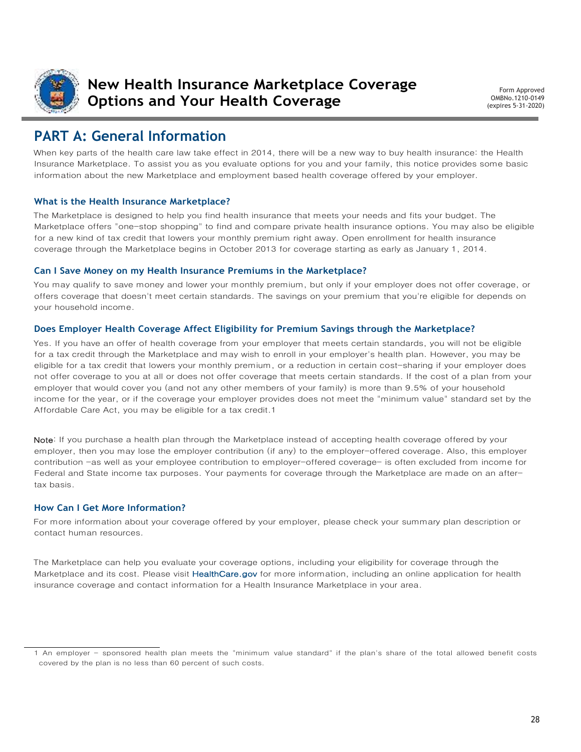# New Health Insurance Marketplace Coverage Options and Your Health Coverage

Form Approved
OMBNo.1210-0149
(expires 5-31-2020)

## PART A: General Information

When key parts of the health care law take effect in 2014, there will be a new way to buy health insurance: the Health Insurance Marketplace. To assist you as you evaluate options for you and your family, this notice provides some basic information about the new Marketplace and employment based health coverage offered by your employer.

### What is the Health Insurance Marketplace?

The Marketplace is designed to help you find health insurance that meets your needs and fits your budget. The Marketplace offers "one-stop shopping" to find and compare private health insurance options. You may also be eligible for a new kind of tax credit that lowers your monthly premium right away. Open enrollment for health insurance coverage through the Marketplace begins in October 2013 for coverage starting as early as January 1, 2014.

### Can I Save Money on my Health Insurance Premiums in the Marketplace?

You may qualify to save money and lower your monthly premium, but only if your employer does not offer coverage, or offers coverage that doesn't meet certain standards. The savings on your premium that you're eligible for depends on your household income.

### Does Employer Health Coverage Affect Eligibility for Premium Savings through the Marketplace?

Yes. If you have an offer of health coverage from your employer that meets certain standards, you will not be eligible for a tax credit through the Marketplace and may wish to enroll in your employer's health plan. However, you may be eligible for a tax credit that lowers your monthly premium, or a reduction in certain cost-sharing if your employer does not offer coverage to you at all or does not offer coverage that meets certain standards. If the cost of a plan from your employer that would cover you (and not any other members of your family) is more than 9.5% of your household income for the year, or if the coverage your employer provides does not meet the "minimum value" standard set by the Affordable Care Act, you may be eligible for a tax credit.[1]

**Note**: If you purchase a health plan through the Marketplace instead of accepting health coverage offered by your employer, then you may lose the employer contribution (if any) to the employer-offered coverage. Also, this employer contribution -as well as your employee contribution to employer-offered coverage- is often excluded from income for Federal and State income tax purposes. Your payments for coverage through the Marketplace are made on an after-tax basis.

### How Can I Get More Information?

For more information about your coverage offered by your employer, please check your summary plan description or contact human resources.

The Marketplace can help you evaluate your coverage options, including your eligibility for coverage through the Marketplace and its cost. Please visit HealthCare.gov for more information, including an online application for health insurance coverage and contact information for a Health Insurance Marketplace in your area.

---

1 An employer - sponsored health plan meets the "minimum value standard" if the plan's share of the total allowed benefit costs covered by the plan is no less than 60 percent of such costs.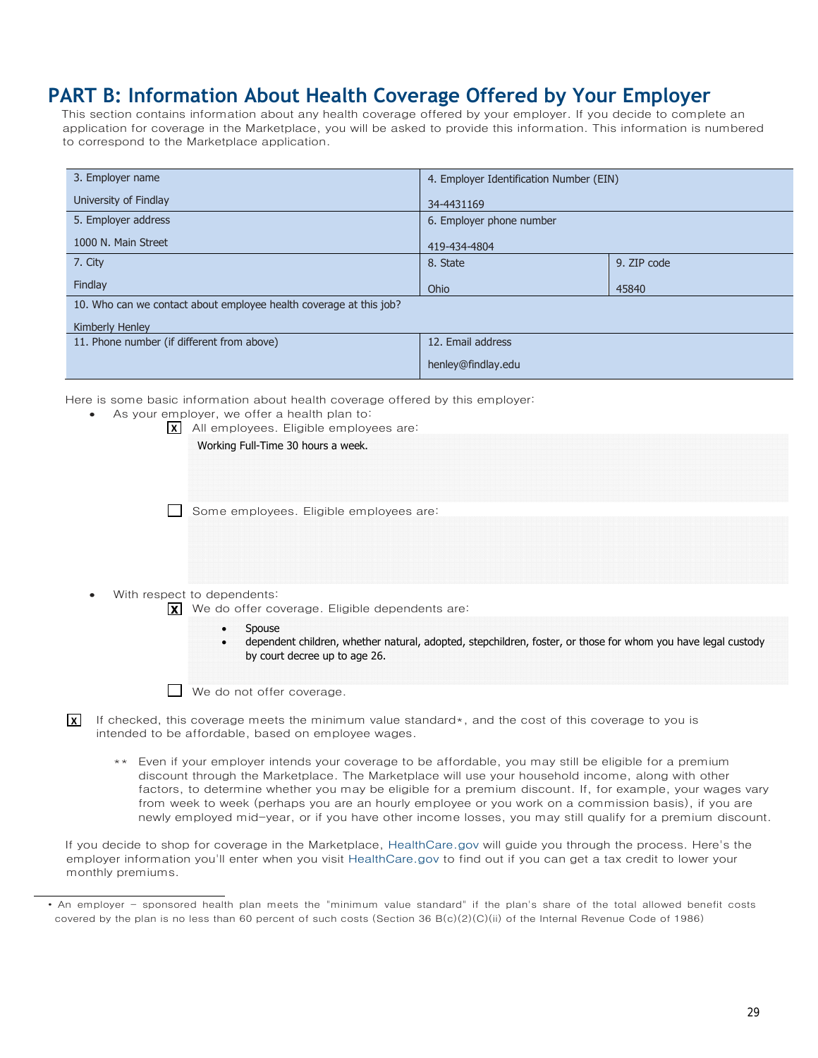## PART B: Information About Health Coverage Offered by Your Employer

This section contains information about any health coverage offered by your employer. If you decide to complete an application for coverage in the Marketplace, you will be asked to provide this information. This information is numbered to correspond to the Marketplace application.

| | | |
|---|---|---|
| 3. Employer name<br>University of Findlay | 4. Employer Identification Number (EIN)<br>34-4431169 | |
| 5. Employer address<br>1000 N. Main Street | 6. Employer phone number<br>419-434-4804 | |
| 7. City<br>Findlay | 8. State<br>Ohio | 9. ZIP code<br>45840 |
| 10. Who can we contact about employee health coverage at this job?<br>Kimberly Henley | | |
| 11. Phone number (if different from above) | 12. Email address<br>henley@findlay.edu | |

Here is some basic information about health coverage offered by this employer:

- As your employer, we offer a health plan to:
  - [X] All employees. Eligible employees are:

    Working Full-Time 30 hours a week.

  - [ ] Some employees. Eligible employees are:

- With respect to dependents:
  - [X] We do offer coverage. Eligible dependents are:
    - Spouse
    - dependent children, whether natural, adopted, stepchildren, foster, or those for whom you have legal custody by court decree up to age 26.
  - [ ] We do not offer coverage.

[X] If checked, this coverage meets the minimum value standard*, and the cost of this coverage to you is intended to be affordable, based on employee wages.

\*\* Even if your employer intends your coverage to be affordable, you may still be eligible for a premium discount through the Marketplace. The Marketplace will use your household income, along with other factors, to determine whether you may be eligible for a premium discount. If, for example, your wages vary from week to week (perhaps you are an hourly employee or you work on a commission basis), if you are newly employed mid-year, or if you have other income losses, you may still qualify for a premium discount.

If you decide to shop for coverage in the Marketplace, HealthCare.gov will guide you through the process. Here's the employer information you'll enter when you visit HealthCare.gov to find out if you can get a tax credit to lower your monthly premiums.

---

• An employer – sponsored health plan meets the "minimum value standard" if the plan's share of the total allowed benefit costs covered by the plan is no less than 60 percent of such costs (Section 36 B(c)(2)(C)(ii) of the Internal Revenue Code of 1986)